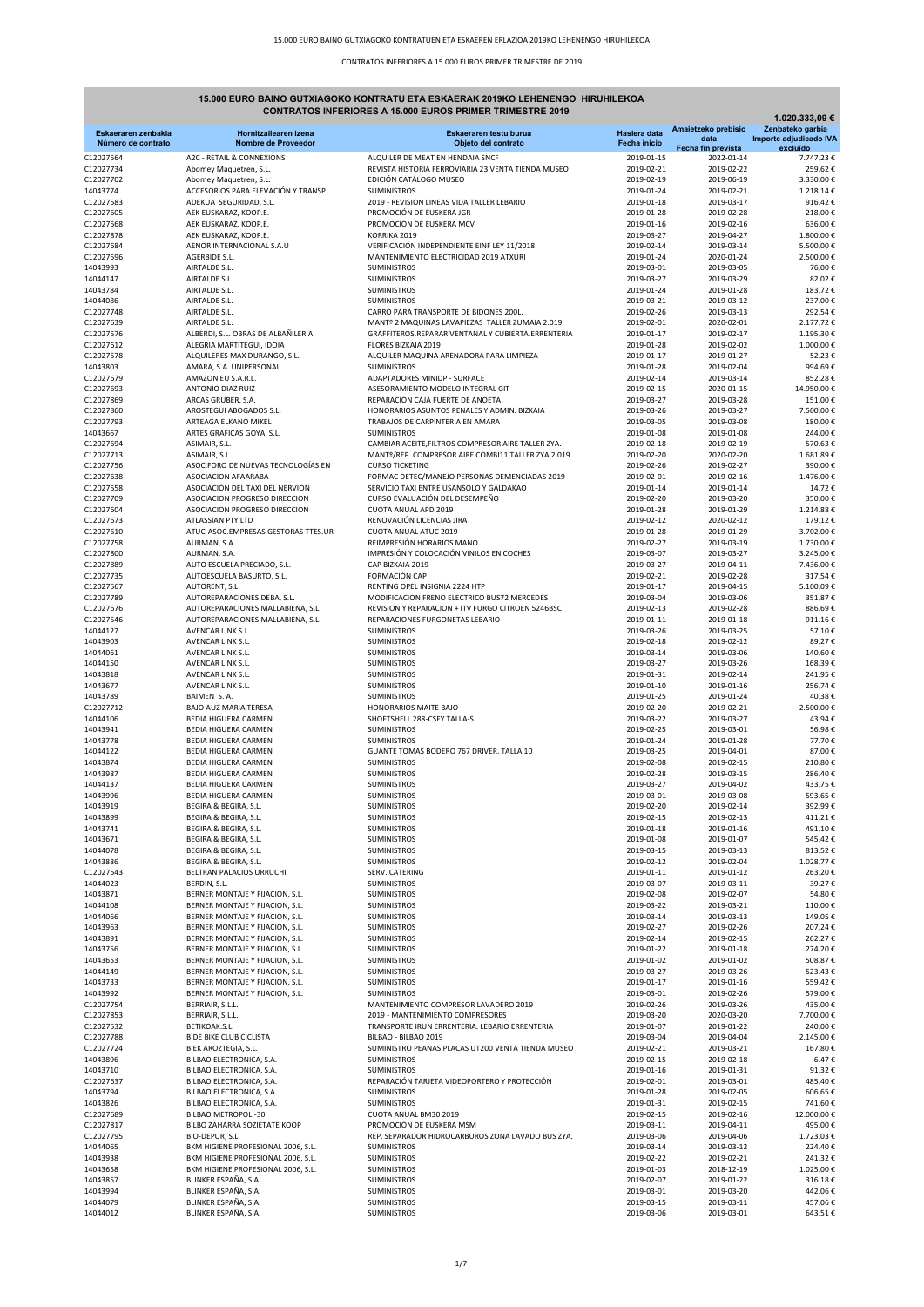15.000 EURO BAINO GUTXIAGOKO KONTRATUEN ETA ESKAERAK ERLAZIOA 2019KO LEHENENGO HIRUHILEKOA

CONTRATOS INFERIORES A 15.000 EUROS PRIMER TRIMESTRE DE 2019

## 15.000 EURO BAINO GUTXIAGOKO KONTRATU ETA ESKAERAK 2019KO LEHENENGO HIRUHILEKOA
## CONTRATOS INFERIORES A 15.000 EUROS PRIMER TRIMESTRE 2019

**1.020.333,09 €**

| Eskaeraren zenbakia Número de contrato | Hornitzailearen izena Nombre de Proveedor | Eskaeraren testu burua Objeto del contrato | Hasiera data Fecha inicio | Amaietzeko prebisio data Fecha fin prevista | Zenbateko garbia Importe adjudicado IVA excluido |
|---|---|---|---|---|---|
| C12027564 | A2C - RETAIL & CONNEXIONS | ALQUILER DE MEAT EN HENDAIA SNCF | 2019-01-15 | 2022-01-14 | 7.747,23 € |
| C12027734 | Abomey Maquetren, S.L. | REVISTA HISTORIA FERROVIARIA 23 VENTA TIENDA MUSEO | 2019-02-21 | 2019-02-22 | 259,62 € |
| C12027702 | Abomey Maquetren, S.L. | EDICIÓN CATÁLOGO MUSEO | 2019-02-19 | 2019-06-19 | 3.330,00 € |
| 14043774 | ACCESORIOS PARA ELEVACIÓN Y TRANSP. | SUMINISTROS | 2019-01-24 | 2019-02-21 | 1.218,14 € |
| C12027583 | ADEKUA SEGURIDAD, S.L. | 2019 - REVISION LINEAS VIDA TALLER LEBARIO | 2019-01-18 | 2019-03-17 | 916,42 € |
| C12027605 | AEK EUSKARAZ, KOOP.E. | PROMOCIÓN DE EUSKERA JGR | 2019-01-28 | 2019-02-28 | 218,00 € |
| C12027568 | AEK EUSKARAZ, KOOP.E. | PROMOCIÓN DE EUSKERA MCV | 2019-01-16 | 2019-02-16 | 636,00 € |
| C12027878 | AEK EUSKARAZ, KOOP.E. | KORRIKA 2019 | 2019-03-27 | 2019-04-27 | 1.800,00 € |
| C12027684 | AENOR INTERNACIONAL S.A.U | VERIFICACIÓN INDEPENDIENTE EINF LEY 11/2018 | 2019-02-14 | 2019-03-14 | 5.500,00 € |
| C12027596 | AGERBIDE S.L. | MANTENIMIENTO ELECTRICIDAD 2019 ATXURI | 2019-01-24 | 2020-01-24 | 2.500,00 € |
| 14043993 | AIRTALDE S.L. | SUMINISTROS | 2019-03-01 | 2019-03-05 | 76,00 € |
| 14044147 | AIRTALDE S.L. | SUMINISTROS | 2019-03-27 | 2019-03-29 | 82,02 € |
| 14043784 | AIRTALDE S.L. | SUMINISTROS | 2019-01-24 | 2019-01-28 | 183,72 € |
| 14044086 | AIRTALDE S.L. | SUMINISTROS | 2019-03-21 | 2019-03-12 | 237,00 € |
| C12027748 | AIRTALDE S.L. | CARRO PARA TRANSPORTE DE BIDONES 200L. | 2019-02-26 | 2019-03-13 | 292,54 € |
| C12027639 | AIRTALDE S.L. | MANTº 2 MAQUINAS LAVAPIEZAS TALLER ZUMAIA 2.019 | 2019-02-01 | 2020-02-01 | 2.177,72 € |
| C12027576 | ALBERDI, S.L. OBRAS DE ALBAÑILERIA | GRAFFITEROS.REPARAR VENTANAL Y CUBIERTA.ERRENTERIA | 2019-01-17 | 2019-02-17 | 1.195,30 € |
| C12027612 | ALEGRIA MARTITEGUI, IDOIA | FLORES BIZKAIA 2019 | 2019-01-28 | 2019-02-02 | 1.000,00 € |
| C12027578 | ALQUILERES MAX DURANGO, S.L. | ALQUILER MAQUINA ARENADORA PARA LIMPIEZA | 2019-01-17 | 2019-01-27 | 52,23 € |
| 14043803 | AMARA, S.A. UNIPERSONAL | SUMINISTROS | 2019-01-28 | 2019-02-04 | 994,69 € |
| C12027679 | AMAZON EU S.A.R.L. | ADAPTADORES MINIDP - SURFACE | 2019-02-14 | 2019-03-14 | 852,28 € |
| C12027693 | ANTONIO DIAZ RUIZ | ASESORAMIENTO MODELO INTEGRAL GIT | 2019-02-15 | 2020-01-15 | 14.950,00 € |
| C12027869 | ARCAS GRUBER, S.A. | REPARACIÓN CAJA FUERTE DE ANOETA | 2019-03-27 | 2019-03-28 | 151,00 € |
| C12027860 | AROSTEGUI ABOGADOS S.L. | HONORARIOS ASUNTOS PENALES Y ADMIN. BIZKAIA | 2019-03-26 | 2019-03-27 | 7.500,00 € |
| C12027793 | ARTEAGA ELKANO MIKEL | TRABAJOS DE CARPINTERIA EN AMARA | 2019-03-05 | 2019-03-08 | 180,00 € |
| 14043667 | ARTES GRAFICAS GOYA, S.L. | SUMINISTROS | 2019-01-08 | 2019-01-08 | 244,00 € |
| C12027694 | ASIMAIR, S.L. | CAMBIAR ACEITE,FILTROS COMPRESOR AIRE TALLER ZYA. | 2019-02-18 | 2019-02-19 | 570,63 € |
| C12027713 | ASIMAIR, S.L. | MANTº/REP. COMPRESOR AIRE COMBI11 TALLER ZYA 2.019 | 2019-02-20 | 2020-02-20 | 1.681,89 € |
| C12027756 | ASOC.FORO DE NUEVAS TECNOLOGÍAS EN | CURSO TICKETING | 2019-02-26 | 2019-02-27 | 390,00 € |
| C12027638 | ASOCIACION AFAARABA | FORMAC DETEC/MANEJO PERSONAS DEMENCIADAS 2019 | 2019-02-01 | 2019-02-16 | 1.476,00 € |
| C12027558 | ASOCIACIÓN DEL TAXI DEL NERVION | SERVICIO TAXI ENTRE USANSOLO Y GALDAKAO | 2019-01-14 | 2019-01-14 | 14,72 € |
| C12027709 | ASOCIACION PROGRESO DIRECCION | CURSO EVALUACIÓN DEL DESEMPEÑO | 2019-02-20 | 2019-03-20 | 350,00 € |
| C12027604 | ASOCIACION PROGRESO DIRECCION | CUOTA ANUAL APD 2019 | 2019-01-28 | 2019-01-29 | 1.214,88 € |
| C12027673 | ATLASSIAN PTY LTD | RENOVACIÓN LICENCIAS JIRA | 2019-02-12 | 2020-02-12 | 179,12 € |
| C12027610 | ATUC-ASOC.EMPRESAS GESTORAS TTES.UR | CUOTA ANUAL ATUC 2019 | 2019-01-28 | 2019-01-29 | 3.702,00 € |
| C12027758 | AURMAN, S.A. | REIMPRESIÓN HORARIOS MANO | 2019-02-27 | 2019-03-19 | 1.730,00 € |
| C12027800 | AURMAN, S.A. | IMPRESIÓN Y COLOCACIÓN VINILOS EN COCHES | 2019-03-07 | 2019-03-27 | 3.245,00 € |
| C12027889 | AUTO ESCUELA PRECIADO, S.L. | CAP BIZKAIA 2019 | 2019-03-27 | 2019-04-11 | 7.436,00 € |
| C12027735 | AUTOESCUELA BASURTO, S.L. | FORMACIÓN CAP | 2019-02-21 | 2019-02-28 | 317,54 € |
| C12027567 | AUTORENT, S.L. | RENTING OPEL INSIGNIA 2224 HTP | 2019-01-17 | 2019-04-15 | 5.100,09 € |
| C12027789 | AUTOREPARACIONES DEBA, S.L. | MODIFICACION FRENO ELECTRICO BUS72 MERCEDES | 2019-03-04 | 2019-03-06 | 351,87 € |
| C12027676 | AUTOREPARACIONES MALLABIENA, S.L. | REVISION Y REPARACION + ITV FURGO CITROEN 5246BSC | 2019-02-13 | 2019-02-28 | 886,69 € |
| C12027546 | AUTOREPARACIONES MALLABIENA, S.L. | REPARACIONES FURGONETAS LEBARIO | 2019-01-11 | 2019-01-18 | 911,16 € |
| 14044127 | AVENCAR LINK S.L. | SUMINISTROS | 2019-03-26 | 2019-03-25 | 57,10 € |
| 14043903 | AVENCAR LINK S.L. | SUMINISTROS | 2019-02-18 | 2019-02-12 | 89,27 € |
| 14044061 | AVENCAR LINK S.L. | SUMINISTROS | 2019-03-14 | 2019-03-06 | 140,60 € |
| 14044150 | AVENCAR LINK S.L. | SUMINISTROS | 2019-03-27 | 2019-03-26 | 168,39 € |
| 14043818 | AVENCAR LINK S.L. | SUMINISTROS | 2019-01-31 | 2019-02-14 | 241,95 € |
| 14043677 | AVENCAR LINK S.L. | SUMINISTROS | 2019-01-10 | 2019-01-16 | 256,74 € |
| 14043789 | BAIMEN S. A. | SUMINISTROS | 2019-01-25 | 2019-01-24 | 40,38 € |
| C12027712 | BAJO AUZ MARIA TERESA | HONORARIOS MAITE BAJO | 2019-02-20 | 2019-02-21 | 2.500,00 € |
| 14044106 | BEDIA HIGUERA CARMEN | SHOFTSHELL 288-CSFY TALLA-S | 2019-03-22 | 2019-03-27 | 43,94 € |
| 14043941 | BEDIA HIGUERA CARMEN | SUMINISTROS | 2019-02-25 | 2019-03-01 | 56,98 € |
| 14043778 | BEDIA HIGUERA CARMEN | SUMINISTROS | 2019-01-24 | 2019-01-28 | 77,70 € |
| 14044122 | BEDIA HIGUERA CARMEN | GUANTE TOMAS BODERO 767 DRIVER. TALLA 10 | 2019-03-25 | 2019-04-01 | 87,00 € |
| 14043874 | BEDIA HIGUERA CARMEN | SUMINISTROS | 2019-02-08 | 2019-02-15 | 210,80 € |
| 14043987 | BEDIA HIGUERA CARMEN | SUMINISTROS | 2019-02-28 | 2019-03-15 | 286,40 € |
| 14044137 | BEDIA HIGUERA CARMEN | SUMINISTROS | 2019-03-27 | 2019-04-02 | 433,75 € |
| 14043996 | BEDIA HIGUERA CARMEN | SUMINISTROS | 2019-03-01 | 2019-03-08 | 593,65 € |
| 14043919 | BEGIRA & BEGIRA, S.L. | SUMINISTROS | 2019-02-20 | 2019-02-14 | 392,99 € |
| 14043899 | BEGIRA & BEGIRA, S.L. | SUMINISTROS | 2019-02-15 | 2019-02-13 | 411,21 € |
| 14043741 | BEGIRA & BEGIRA, S.L. | SUMINISTROS | 2019-01-18 | 2019-01-16 | 491,10 € |
| 14043671 | BEGIRA & BEGIRA, S.L. | SUMINISTROS | 2019-01-08 | 2019-01-07 | 545,42 € |
| 14044078 | BEGIRA & BEGIRA, S.L. | SUMINISTROS | 2019-03-15 | 2019-03-13 | 813,52 € |
| 14043886 | BEGIRA & BEGIRA, S.L. | SUMINISTROS | 2019-02-12 | 2019-02-04 | 1.028,77 € |
| C12027543 | BELTRAN PALACIOS URRUCHI | SERV. CATERING | 2019-01-11 | 2019-01-12 | 263,20 € |
| 14044023 | BERDIN, S.L. | SUMINISTROS | 2019-03-07 | 2019-03-11 | 39,27 € |
| 14043871 | BERNER MONTAJE Y FIJACION, S.L. | SUMINISTROS | 2019-02-08 | 2019-02-07 | 54,80 € |
| 14044108 | BERNER MONTAJE Y FIJACION, S.L. | SUMINISTROS | 2019-03-22 | 2019-03-21 | 110,00 € |
| 14044066 | BERNER MONTAJE Y FIJACION, S.L. | SUMINISTROS | 2019-03-14 | 2019-03-13 | 149,05 € |
| 14043963 | BERNER MONTAJE Y FIJACION, S.L. | SUMINISTROS | 2019-02-27 | 2019-02-26 | 207,24 € |
| 14043891 | BERNER MONTAJE Y FIJACION, S.L. | SUMINISTROS | 2019-02-14 | 2019-02-15 | 262,27 € |
| 14043756 | BERNER MONTAJE Y FIJACION, S.L. | SUMINISTROS | 2019-01-22 | 2019-01-18 | 274,20 € |
| 14043653 | BERNER MONTAJE Y FIJACION, S.L. | SUMINISTROS | 2019-01-02 | 2019-01-02 | 508,87 € |
| 14044149 | BERNER MONTAJE Y FIJACION, S.L. | SUMINISTROS | 2019-03-27 | 2019-03-26 | 523,43 € |
| 14043733 | BERNER MONTAJE Y FIJACION, S.L. | SUMINISTROS | 2019-01-17 | 2019-01-16 | 559,42 € |
| 14043992 | BERNER MONTAJE Y FIJACION, S.L. | SUMINISTROS | 2019-03-01 | 2019-02-26 | 579,00 € |
| C12027754 | BERRIAIR, S.L.L. | MANTENIMIENTO COMPRESOR LAVADERO 2019 | 2019-02-26 | 2019-03-26 | 435,00 € |
| C12027853 | BERRIAIR, S.L.L. | 2019 - MANTENIMIENTO COMPRESORES | 2019-03-20 | 2020-03-20 | 7.700,00 € |
| C12027532 | BETIKOAK.S.L. | TRANSPORTE IRUN ERRENTERIA. LEBARIO ERRENTERIA | 2019-01-07 | 2019-01-22 | 240,00 € |
| C12027788 | BIDE BIKE CLUB CICLISTA | BILBAO - BILBAO 2019 | 2019-03-04 | 2019-04-04 | 2.145,00 € |
| C12027724 | BIEK AROZTEGIA, S.L. | SUMINISTRO PEANAS PLACAS UT200 VENTA TIENDA MUSEO | 2019-02-21 | 2019-03-21 | 167,80 € |
| 14043896 | BILBAO ELECTRONICA, S.A. | SUMINISTROS | 2019-02-15 | 2019-02-18 | 6,47 € |
| 14043710 | BILBAO ELECTRONICA, S.A. | SUMINISTROS | 2019-01-16 | 2019-01-31 | 91,32 € |
| C12027637 | BILBAO ELECTRONICA, S.A. | REPARACIÓN TARJETA VIDEOPORTERO Y PROTECCIÓN | 2019-02-01 | 2019-03-01 | 485,40 € |
| 14043794 | BILBAO ELECTRONICA, S.A. | SUMINISTROS | 2019-01-28 | 2019-02-05 | 606,65 € |
| 14043826 | BILBAO ELECTRONICA, S.A. | SUMINISTROS | 2019-01-31 | 2019-02-15 | 741,60 € |
| C12027689 | BILBAO METROPOLI-30 | CUOTA ANUAL BM30 2019 | 2019-02-15 | 2019-02-16 | 12.000,00 € |
| C12027817 | BILBO ZAHARRA SOZIETATE KOOP | PROMOCIÓN DE EUSKERA MSM | 2019-03-11 | 2019-04-11 | 495,00 € |
| C12027795 | BIO-DEPUR, S.L | REP. SEPARADOR HIDROCARBUROS ZONA LAVADO BUS ZYA. | 2019-03-06 | 2019-04-06 | 1.723,03 € |
| 14044065 | BKM HIGIENE PROFESIONAL 2006, S.L. | SUMINISTROS | 2019-03-14 | 2019-03-12 | 224,40 € |
| 14043938 | BKM HIGIENE PROFESIONAL 2006, S.L. | SUMINISTROS | 2019-02-22 | 2019-02-21 | 241,32 € |
| 14043658 | BKM HIGIENE PROFESIONAL 2006, S.L. | SUMINISTROS | 2019-01-03 | 2018-12-19 | 1.025,00 € |
| 14043857 | BLINKER ESPAÑA, S.A. | SUMINISTROS | 2019-02-07 | 2019-01-22 | 316,18 € |
| 14043994 | BLINKER ESPAÑA, S.A. | SUMINISTROS | 2019-03-01 | 2019-03-20 | 442,06 € |
| 14044079 | BLINKER ESPAÑA, S.A. | SUMINISTROS | 2019-03-15 | 2019-03-11 | 457,06 € |
| 14044012 | BLINKER ESPAÑA, S.A. | SUMINISTROS | 2019-03-06 | 2019-03-01 | 643,51 € |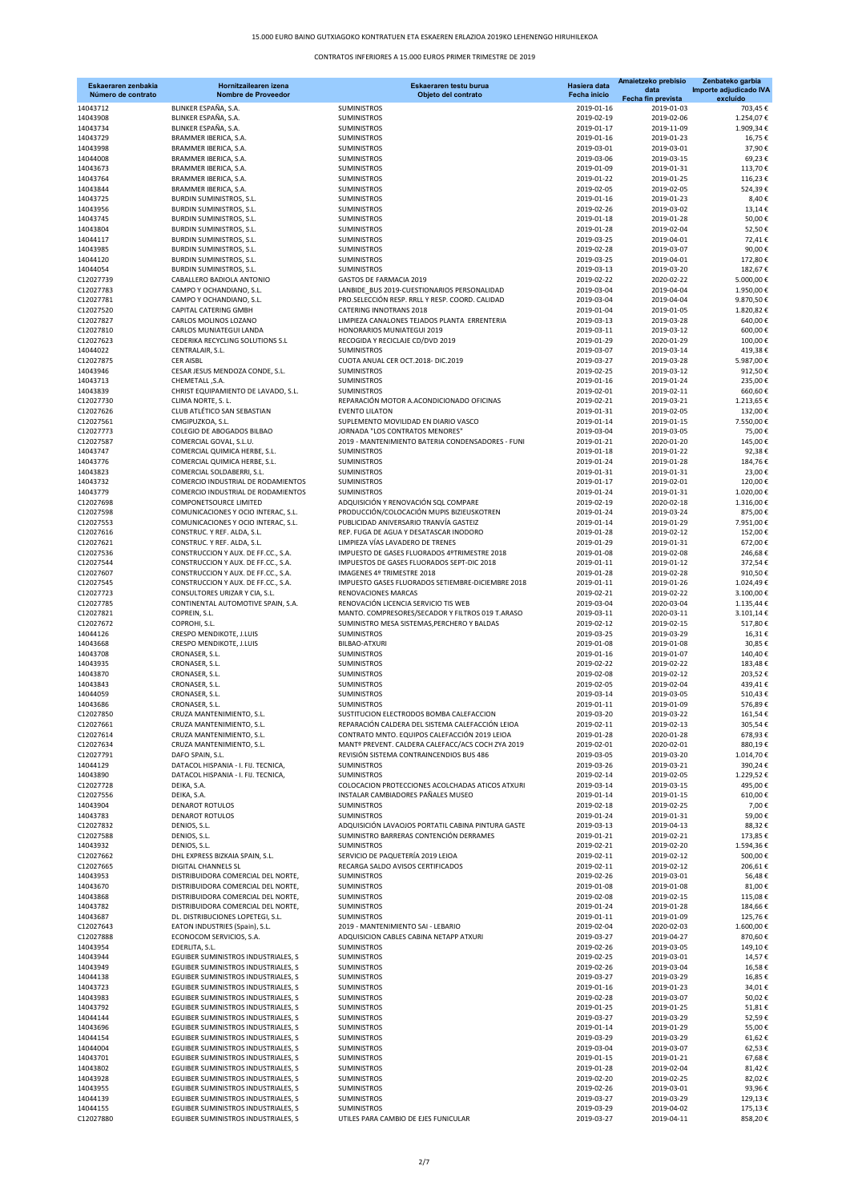15.000 EURO BAINO GUTXIAGOKO KONTRATUEN ETA ESKAEREN ERLAZIOA 2019KO LEHENENGO HIRUHILEKOA

CONTRATOS INFERIORES A 15.000 EUROS PRIMER TRIMESTRE DE 2019

| Eskaeraren zenbakia Número de contrato | Hornitzailearen izena Nombre de Proveedor | Eskaeraren testu burua Objeto del contrato | Hasiera data Fecha inicio | Amaietzeko prebisio data Fecha fin prevista | Zenbateko garbia Importe adjudicado IVA excluido |
|---|---|---|---|---|---|
| 14043712 | BLINKER ESPAÑA, S.A. | SUMINISTROS | 2019-01-16 | 2019-01-03 | 703,45 € |
| 14043908 | BLINKER ESPAÑA, S.A. | SUMINISTROS | 2019-02-19 | 2019-02-06 | 1.254,07 € |
| 14043734 | BLINKER ESPAÑA, S.A. | SUMINISTROS | 2019-01-17 | 2019-11-09 | 1.909,34 € |
| 14043729 | BRAMMER IBERICA, S.A. | SUMINISTROS | 2019-01-16 | 2019-01-23 | 16,75 € |
| 14043998 | BRAMMER IBERICA, S.A. | SUMINISTROS | 2019-03-01 | 2019-03-01 | 37,90 € |
| 14044008 | BRAMMER IBERICA, S.A. | SUMINISTROS | 2019-03-06 | 2019-03-15 | 69,23 € |
| 14043673 | BRAMMER IBERICA, S.A. | SUMINISTROS | 2019-01-09 | 2019-01-31 | 113,70 € |
| 14043764 | BRAMMER IBERICA, S.A. | SUMINISTROS | 2019-01-22 | 2019-01-25 | 116,23 € |
| 14043844 | BRAMMER IBERICA, S.A. | SUMINISTROS | 2019-02-05 | 2019-02-05 | 524,39 € |
| 14043725 | BURDIN SUMINISTROS, S.L. | SUMINISTROS | 2019-01-16 | 2019-01-23 | 8,40 € |
| 14043956 | BURDIN SUMINISTROS, S.L. | SUMINISTROS | 2019-02-26 | 2019-03-02 | 13,14 € |
| 14043745 | BURDIN SUMINISTROS, S.L. | SUMINISTROS | 2019-01-18 | 2019-01-28 | 50,00 € |
| 14043804 | BURDIN SUMINISTROS, S.L. | SUMINISTROS | 2019-01-28 | 2019-02-04 | 52,50 € |
| 14044117 | BURDIN SUMINISTROS, S.L. | SUMINISTROS | 2019-03-25 | 2019-04-01 | 72,41 € |
| 14043985 | BURDIN SUMINISTROS, S.L. | SUMINISTROS | 2019-02-28 | 2019-03-07 | 90,00 € |
| 14044120 | BURDIN SUMINISTROS, S.L. | SUMINISTROS | 2019-03-25 | 2019-04-01 | 172,80 € |
| 14044054 | BURDIN SUMINISTROS, S.L. | SUMINISTROS | 2019-03-13 | 2019-03-20 | 182,67 € |
| C12027739 | CABALLERO BADIOLA ANTONIO | GASTOS DE FARMACIA 2019 | 2019-02-22 | 2020-02-22 | 5.000,00 € |
| C12027783 | CAMPO Y OCHANDIANO, S.L. | LANBIDE_BUS 2019-CUESTIONARIOS PERSONALIDAD | 2019-03-04 | 2019-04-04 | 1.950,00 € |
| C12027781 | CAMPO Y OCHANDIANO, S.L. | PRO.SELECCIÓN RESP. RRLL Y RESP. COORD. CALIDAD | 2019-03-04 | 2019-04-04 | 9.870,50 € |
| C12027520 | CAPITAL CATERING GMBH | CATERING INNOTRANS 2018 | 2019-01-04 | 2019-01-05 | 1.820,82 € |
| C12027827 | CARLOS MOLINOS LOZANO | LIMPIEZA CANALONES TEJADOS PLANTA ERRENTERIA | 2019-03-13 | 2019-03-28 | 640,00 € |
| C12027810 | CARLOS MUNIATEGUI LANDA | HONORARIOS MUNIATEGUI 2019 | 2019-03-11 | 2019-03-12 | 600,00 € |
| C12027623 | CEDERIKA RECYCLING SOLUTIONS S.L | RECOGIDA Y RECICLAJE CD/DVD 2019 | 2019-01-29 | 2020-01-29 | 100,00 € |
| 14044022 | CENTRALAIR, S.L. | SUMINISTROS | 2019-03-07 | 2019-03-14 | 419,38 € |
| C12027875 | CER AISBL | CUOTA ANUAL CER OCT.2018- DIC.2019 | 2019-03-27 | 2019-03-28 | 5.987,00 € |
| 14043946 | CESAR JESUS MENDOZA CONDE, S.L. | SUMINISTROS | 2019-02-25 | 2019-03-12 | 912,50 € |
| 14043713 | CHEMETALL ,S.A. | SUMINISTROS | 2019-01-16 | 2019-01-24 | 235,00 € |
| 14043839 | CHRIST EQUIPAMIENTO DE LAVADO, S.L. | SUMINISTROS | 2019-02-01 | 2019-02-11 | 660,60 € |
| C12027730 | CLIMA NORTE, S. L. | REPARACIÓN MOTOR A.ACONDICIONADO OFICINAS | 2019-02-21 | 2019-03-21 | 1.213,65 € |
| C12027626 | CLUB ATLÉTICO SAN SEBASTIAN | EVENTO LILATON | 2019-01-31 | 2019-02-05 | 132,00 € |
| C12027561 | CMGIPUZKOA, S.L. | SUPLEMENTO MOVILIDAD EN DIARIO VASCO | 2019-01-14 | 2019-01-15 | 7.550,00 € |
| C12027773 | COLEGIO DE ABOGADOS BILBAO | JORNADA "LOS CONTRATOS MENORES" | 2019-03-04 | 2019-03-05 | 75,00 € |
| C12027587 | COMERCIAL GOVAL, S.L.U. | 2019 - MANTENIMIENTO BATERIA CONDENSADORES - FUNI | 2019-01-21 | 2020-01-20 | 145,00 € |
| 14043747 | COMERCIAL QUIMICA HERBE, S.L. | SUMINISTROS | 2019-01-18 | 2019-01-22 | 92,38 € |
| 14043776 | COMERCIAL QUIMICA HERBE, S.L. | SUMINISTROS | 2019-01-24 | 2019-01-28 | 184,76 € |
| 14043823 | COMERCIAL SOLDABERRI, S.L. | SUMINISTROS | 2019-01-31 | 2019-01-31 | 23,00 € |
| 14043732 | COMERCIO INDUSTRIAL DE RODAMIENTOS | SUMINISTROS | 2019-01-17 | 2019-02-01 | 120,00 € |
| 14043779 | COMERCIO INDUSTRIAL DE RODAMIENTOS | SUMINISTROS | 2019-01-24 | 2019-01-31 | 1.020,00 € |
| C12027698 | COMPONETSOURCE LIMITED | ADQUISICIÓN Y RENOVACIÓN SQL COMPARE | 2019-02-19 | 2020-02-18 | 1.316,00 € |
| C12027598 | COMUNICACIONES Y OCIO INTERAC, S.L. | PRODUCCIÓN/COLOCACIÓN MUPIS BIZIEUSKOTREN | 2019-01-24 | 2019-03-24 | 875,00 € |
| C12027553 | COMUNICACIONES Y OCIO INTERAC, S.L. | PUBLICIDAD ANIVERSARIO TRANVÍA GASTEIZ | 2019-01-14 | 2019-01-29 | 7.951,00 € |
| C12027616 | CONSTRUC. Y REF. ALDA, S.L. | REP. FUGA DE AGUA Y DESATASCAR INODORO | 2019-01-28 | 2019-02-12 | 152,00 € |
| C12027621 | CONSTRUC. Y REF. ALDA, S.L. | LIMPIEZA VÍAS LAVADERO DE TRENES | 2019-01-29 | 2019-01-31 | 672,00 € |
| C12027536 | CONSTRUCCION Y AUX. DE FF.CC., S.A. | IMPUESTO DE GASES FLUORADOS 4ºTRIMESTRE 2018 | 2019-01-08 | 2019-02-08 | 246,68 € |
| C12027544 | CONSTRUCCION Y AUX. DE FF.CC., S.A. | IMPUESTOS DE GASES FLUORADOS SEPT-DIC 2018 | 2019-01-11 | 2019-01-12 | 372,54 € |
| C12027607 | CONSTRUCCION Y AUX. DE FF.CC., S.A. | IMAGENES 4º TRIMESTRE 2018 | 2019-01-28 | 2019-02-28 | 910,50 € |
| C12027545 | CONSTRUCCION Y AUX. DE FF.CC., S.A. | IMPUESTO GASES FLUORADOS SETIEMBRE-DICIEMBRE 2018 | 2019-01-11 | 2019-01-26 | 1.024,49 € |
| C12027723 | CONSULTORES URIZAR Y CIA, S.L. | RENOVACIONES MARCAS | 2019-02-21 | 2019-02-22 | 3.100,00 € |
| C12027785 | CONTINENTAL AUTOMOTIVE SPAIN, S.A. | RENOVACIÓN LICENCIA SERVICIO TIS WEB | 2019-03-04 | 2020-03-04 | 1.135,44 € |
| C12027821 | COPREIN, S.L. | MANTO. COMPRESORES/SECADOR Y FILTROS 019 T.ARASO | 2019-03-11 | 2020-03-11 | 3.101,14 € |
| C12027672 | COPROHI, S.L. | SUMINISTRO MESA SISTEMAS,PERCHERO Y BALDAS | 2019-02-12 | 2019-02-15 | 517,80 € |
| 14044126 | CRESPO MENDIKOTE, J.LUIS | SUMINISTROS | 2019-03-25 | 2019-03-29 | 16,31 € |
| 14043668 | CRESPO MENDIKOTE, J.LUIS | BILBAO-ATXURI | 2019-01-08 | 2019-01-08 | 30,85 € |
| 14043708 | CRONASER, S.L. | SUMINISTROS | 2019-01-16 | 2019-01-07 | 140,40 € |
| 14043935 | CRONASER, S.L. | SUMINISTROS | 2019-02-22 | 2019-02-22 | 183,48 € |
| 14043870 | CRONASER, S.L. | SUMINISTROS | 2019-02-08 | 2019-02-12 | 203,52 € |
| 14043843 | CRONASER, S.L. | SUMINISTROS | 2019-02-05 | 2019-02-04 | 439,41 € |
| 14044059 | CRONASER, S.L. | SUMINISTROS | 2019-03-14 | 2019-03-05 | 510,43 € |
| 14043686 | CRONASER, S.L. | SUMINISTROS | 2019-01-11 | 2019-01-09 | 576,89 € |
| C12027850 | CRUZA MANTENIMIENTO, S.L. | SUSTITUCION ELECTRODOS BOMBA CALEFACCION | 2019-03-20 | 2019-03-22 | 161,54 € |
| C12027661 | CRUZA MANTENIMIENTO, S.L. | REPARACIÓN CALDERA DEL SISTEMA CALEFACCIÓN LEIOA | 2019-02-11 | 2019-02-13 | 305,54 € |
| C12027614 | CRUZA MANTENIMIENTO, S.L. | CONTRATO MNTO. EQUIPOS CALEFACCIÓN 2019 LEIOA | 2019-01-28 | 2020-01-28 | 678,93 € |
| C12027634 | CRUZA MANTENIMIENTO, S.L. | MANTº PREVENT. CALDERA CALEFACC/ACS COCH ZYA 2019 | 2019-02-01 | 2020-02-01 | 880,19 € |
| C12027791 | DAFO SPAIN, S.L. | REVISIÓN SISTEMA CONTRAINCENDIOS BUS 486 | 2019-03-05 | 2019-03-20 | 1.014,70 € |
| 14044129 | DATACOL HISPANIA - I. FIJ. TECNICA, | SUMINISTROS | 2019-03-26 | 2019-03-21 | 390,24 € |
| 14043890 | DATACOL HISPANIA - I. FIJ. TECNICA, | SUMINISTROS | 2019-02-14 | 2019-02-05 | 1.229,52 € |
| C12027728 | DEIKA, S.A. | COLOCACION PROTECCIONES ACOLCHADAS ATICOS ATXURI | 2019-03-14 | 2019-03-15 | 495,00 € |
| C12027556 | DEIKA, S.A. | INSTALAR CAMBIADORES PAÑALES MUSEO | 2019-01-14 | 2019-01-15 | 610,00 € |
| 14043904 | DENAROT ROTULOS | SUMINISTROS | 2019-02-18 | 2019-02-25 | 7,00 € |
| 14043783 | DENAROT ROTULOS | SUMINISTROS | 2019-01-24 | 2019-01-31 | 59,00 € |
| C12027832 | DENIOS, S.L. | ADQUISICIÓN LAVAOJOS PORTATIL CABINA PINTURA GASTE | 2019-03-13 | 2019-04-13 | 88,32 € |
| C12027588 | DENIOS, S.L. | SUMINISTRO BARRERAS CONTENCIÓN DERRAMES | 2019-01-21 | 2019-02-21 | 173,85 € |
| 14043932 | DENIOS, S.L. | SUMINISTROS | 2019-02-21 | 2019-02-20 | 1.594,36 € |
| C12027662 | DHL EXPRESS BIZKAIA SPAIN, S.L. | SERVICIO DE PAQUETERÍA 2019 LEIOA | 2019-02-11 | 2019-02-12 | 500,00 € |
| C12027665 | DIGITAL CHANNELS SL | RECARGA SALDO AVISOS CERTIFICADOS | 2019-02-11 | 2019-02-12 | 206,61 € |
| 14043953 | DISTRIBUIDORA COMERCIAL DEL NORTE, | SUMINISTROS | 2019-02-26 | 2019-03-01 | 56,48 € |
| 14043670 | DISTRIBUIDORA COMERCIAL DEL NORTE, | SUMINISTROS | 2019-01-08 | 2019-01-08 | 81,00 € |
| 14043868 | DISTRIBUIDORA COMERCIAL DEL NORTE, | SUMINISTROS | 2019-02-08 | 2019-02-15 | 115,08 € |
| 14043782 | DISTRIBUIDORA COMERCIAL DEL NORTE, | SUMINISTROS | 2019-01-24 | 2019-01-28 | 184,66 € |
| 14043687 | DL. DISTRIBUCIONES LOPETEGI, S.L. | SUMINISTROS | 2019-01-11 | 2019-01-09 | 125,76 € |
| C12027643 | EATON INDUSTRIES (Spain), S.L. | 2019 - MANTENIMIENTO SAI - LEBARIO | 2019-02-04 | 2020-02-03 | 1.600,00 € |
| C12027888 | ECONOCOM SERVICIOS, S.A. | ADQUISICION CABLES CABINA NETAPP ATXURI | 2019-03-27 | 2019-04-27 | 870,60 € |
| 14043954 | EDERLITA, S.L. | SUMINISTROS | 2019-02-26 | 2019-03-05 | 149,10 € |
| 14043944 | EGUIBER SUMINISTROS INDUSTRIALES, S | SUMINISTROS | 2019-02-25 | 2019-03-01 | 14,57 € |
| 14043949 | EGUIBER SUMINISTROS INDUSTRIALES, S | SUMINISTROS | 2019-02-26 | 2019-03-04 | 16,58 € |
| 14044138 | EGUIBER SUMINISTROS INDUSTRIALES, S | SUMINISTROS | 2019-03-27 | 2019-03-29 | 16,85 € |
| 14043723 | EGUIBER SUMINISTROS INDUSTRIALES, S | SUMINISTROS | 2019-01-16 | 2019-01-23 | 34,01 € |
| 14043983 | EGUIBER SUMINISTROS INDUSTRIALES, S | SUMINISTROS | 2019-02-28 | 2019-03-07 | 50,02 € |
| 14043792 | EGUIBER SUMINISTROS INDUSTRIALES, S | SUMINISTROS | 2019-01-25 | 2019-01-25 | 51,81 € |
| 14044144 | EGUIBER SUMINISTROS INDUSTRIALES, S | SUMINISTROS | 2019-03-27 | 2019-03-29 | 52,59 € |
| 14043696 | EGUIBER SUMINISTROS INDUSTRIALES, S | SUMINISTROS | 2019-01-14 | 2019-01-29 | 55,00 € |
| 14044154 | EGUIBER SUMINISTROS INDUSTRIALES, S | SUMINISTROS | 2019-03-29 | 2019-03-29 | 61,62 € |
| 14044004 | EGUIBER SUMINISTROS INDUSTRIALES, S | SUMINISTROS | 2019-03-04 | 2019-03-07 | 62,53 € |
| 14043701 | EGUIBER SUMINISTROS INDUSTRIALES, S | SUMINISTROS | 2019-01-15 | 2019-01-21 | 67,68 € |
| 14043802 | EGUIBER SUMINISTROS INDUSTRIALES, S | SUMINISTROS | 2019-01-28 | 2019-02-04 | 81,42 € |
| 14043928 | EGUIBER SUMINISTROS INDUSTRIALES, S | SUMINISTROS | 2019-02-20 | 2019-02-25 | 82,02 € |
| 14043955 | EGUIBER SUMINISTROS INDUSTRIALES, S | SUMINISTROS | 2019-02-26 | 2019-03-01 | 93,96 € |
| 14044139 | EGUIBER SUMINISTROS INDUSTRIALES, S | SUMINISTROS | 2019-03-27 | 2019-03-29 | 129,13 € |
| 14044155 | EGUIBER SUMINISTROS INDUSTRIALES, S | SUMINISTROS | 2019-03-29 | 2019-04-02 | 175,13 € |
| C12027880 | EGUIBER SUMINISTROS INDUSTRIALES, S | UTILES PARA CAMBIO DE EJES FUNICULAR | 2019-03-27 | 2019-04-11 | 858,20 € |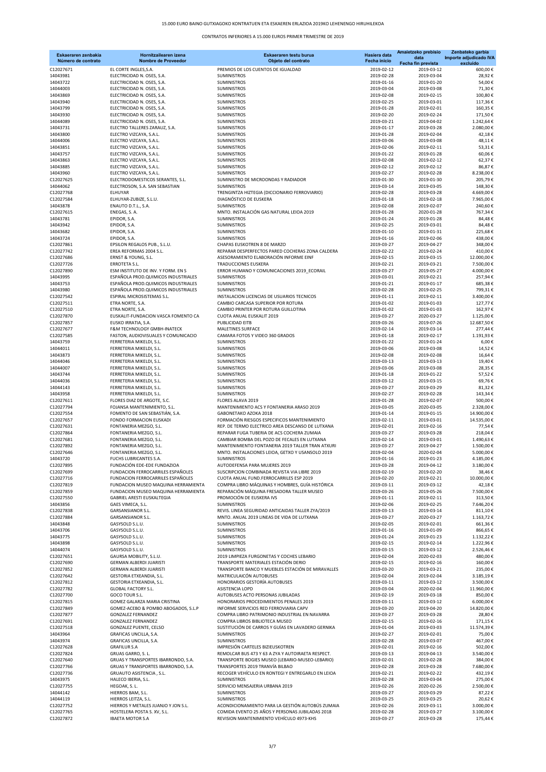15.000 EURO BAINO GUTXIAGOKO KONTRATUEN ETA ESKAEREN ERLAZIOA 2019KO LEHENENGO HIRUHILEKOA

CONTRATOS INFERIORES A 15.000 EUROS PRIMER TRIMESTRE DE 2019

| Eskaeraren zenbakia Número de contrato | Hornitzailearen izena Nombre de Proveedor | Eskaeraren testu burua Objeto del contrato | Hasiera data Fecha inicio | Amaietzeko prebisio data Fecha fin prevista | Zenbateko garbia Importe adjudicado IVA excluido |
|---|---|---|---|---|---|
| C12027671 | EL CORTE INGLES,S.A. | PREMIOS DE LOS CUENTOS DE IGUALDAD | 2019-02-12 | 2019-03-12 | 600,00 € |
| 14043981 | ELECTRICIDAD N. OSES, S.A. | SUMINISTROS | 2019-02-28 | 2019-03-04 | 28,92 € |
| 14043722 | ELECTRICIDAD N. OSES, S.A. | SUMINISTROS | 2019-01-16 | 2019-01-20 | 54,00 € |
| 14044003 | ELECTRICIDAD N. OSES, S.A. | SUMINISTROS | 2019-03-04 | 2019-03-08 | 71,30 € |
| 14043869 | ELECTRICIDAD N. OSES, S.A. | SUMINISTROS | 2019-02-08 | 2019-02-15 | 100,80 € |
| 14043940 | ELECTRICIDAD N. OSES, S.A. | SUMINISTROS | 2019-02-25 | 2019-03-01 | 117,36 € |
| 14043799 | ELECTRICIDAD N. OSES, S.A. | SUMINISTROS | 2019-01-28 | 2019-02-01 | 160,35 € |
| 14043930 | ELECTRICIDAD N. OSES, S.A. | SUMINISTROS | 2019-02-20 | 2019-02-24 | 171,50 € |
| 14044089 | ELECTRICIDAD N. OSES, S.A. | SUMINISTROS | 2019-03-21 | 2019-04-02 | 1.242,64 € |
| 14043731 | ELECTRO TALLERES ZARAUZ, S.A. | SUMINISTROS | 2019-01-17 | 2019-03-28 | 2.080,00 € |
| 14043800 | ELECTRO VIZCAYA, S.A.L. | SUMINISTROS | 2019-01-28 | 2019-02-04 | 42,18 € |
| 14044006 | ELECTRO VIZCAYA, S.A.L. | SUMINISTROS | 2019-03-06 | 2019-03-08 | 48,11 € |
| 14043851 | ELECTRO VIZCAYA, S.A.L. | SUMINISTROS | 2019-02-06 | 2019-02-11 | 53,31 € |
| 14043757 | ELECTRO VIZCAYA, S.A.L. | SUMINISTROS | 2019-01-22 | 2019-01-28 | 60,06 € |
| 14043863 | ELECTRO VIZCAYA, S.A.L. | SUMINISTROS | 2019-02-08 | 2019-02-12 | 62,37 € |
| 14043885 | ELECTRO VIZCAYA, S.A.L. | SUMINISTROS | 2019-02-12 | 2019-02-12 | 86,87 € |
| 14043960 | ELECTRO VIZCAYA, S.A.L. | SUMINISTROS | 2019-02-27 | 2019-02-28 | 8.238,00 € |
| C12027625 | ELECTRODOMESTICOS SERANTES, S.L. | SUMINISTRO DE MICROONDAS Y RADIADOR | 2019-01-30 | 2019-01-30 | 205,79 € |
| 14044062 | ELECTROSON, S.A. SAN SEBASTIAN | SUMINISTROS | 2019-03-14 | 2019-03-05 | 148,30 € |
| C12027768 | ELHUYAR | TRENGINTZA HIZTEGIA (DICCIONARIO FERROVIARIO) | 2019-02-28 | 2019-03-28 | 4.669,00 € |
| C12027584 | ELHUYAR-ZUBIZE, S.L.U. | DIAGNÓSTICO DE EUSKERA | 2019-01-18 | 2019-02-18 | 7.965,00 € |
| 14043878 | ENAUTO D.T.L., S.A. | SUMINISTROS | 2019-02-08 | 2019-02-07 | 240,60 € |
| C12027615 | ENEGAS, S. A. | MNTO. INSTALACIÓN GAS NATURAL LEIOA 2019 | 2019-01-28 | 2020-01-28 | 767,34 € |
| 14043781 | EPIDOR, S.A. | SUMINISTROS | 2019-01-24 | 2019-01-28 | 84,48 € |
| 14043942 | EPIDOR, S.A. | SUMINISTROS | 2019-02-25 | 2019-03-01 | 84,48 € |
| 14043682 | EPIDOR, S.A. | SUMINISTROS | 2019-01-10 | 2019-01-31 | 225,68 € |
| 14043724 | EPIDOR, S.A. | SUMINISTROS | 2019-01-16 | 2019-02-06 | 438,00 € |
| C12027861 | EPSILON REGALOS PUB., S.L.U. | CHAPAS EUSKOTREN 8 DE MARZO | 2019-03-27 | 2019-04-27 | 348,00 € |
| C12027742 | EREA REFORMAS 2004 S.L. | REPARAR DESPERFECTOS PARED COCHERAS ZONA CALDERA | 2019-02-22 | 2019-02-24 | 410,00 € |
| C12027686 | ERNST & YOUNG, S.L. | ASESORAMIENTO ELABORACIÓN INFORME EINF | 2019-02-15 | 2019-03-15 | 12.000,00 € |
| C12027726 | ERROTETA S.L. | TRADUCCIONES EUSKERA | 2019-02-21 | 2019-03-21 | 7.500,00 € |
| C12027890 | ESM INSTITUTO DE INV. Y FORM. EN S | ERROR HUMANO Y COMUNICACIONES 2019_ECORAIL | 2019-03-27 | 2019-05-27 | 4.000,00 € |
| 14043995 | ESPAÑOLA PROD.QUIMICOS INDUSTRIALES | SUMINISTROS | 2019-03-01 | 2019-02-21 | 257,94 € |
| 14043753 | ESPAÑOLA PROD.QUIMICOS INDUSTRIALES | SUMINISTROS | 2019-01-21 | 2019-01-17 | 685,38 € |
| 14043980 | ESPAÑOLA PROD.QUIMICOS INDUSTRIALES | SUMINISTROS | 2019-02-28 | 2019-02-25 | 799,31 € |
| C12027542 | ESPIRAL MICROSISTEMAS S.L. | INSTALACION LICENCIAS DE USUARIOS TECNICOS | 2019-01-11 | 2019-02-11 | 3.400,00 € |
| C12027511 | ETRA NORTE, S.A. | CAMBIO CARCASA SUPERIOR POR ROTURA | 2019-01-02 | 2019-01-03 | 127,77 € |
| C12027510 | ETRA NORTE, S.A. | CAMBIO PRINTER POR ROTURA GUILLOTINA | 2019-01-02 | 2019-01-03 | 162,97 € |
| C12027870 | EUSKALIT-FUNDACION VASCA FOMENTO CA | CUOTA ANUAL EUSKALIT 2019 | 2019-03-27 | 2020-03-27 | 1.125,00 € |
| C12027857 | EUSKO IRRATIA, S.A. | PUBLICIDAD EITB | 2019-03-26 | 2019-07-26 | 12.687,50 € |
| C12027677 | F&M TECHNOLOGY GMBH-INATECK | MALETINES SURFACE | 2019-02-14 | 2019-03-14 | 277,44 € |
| C12027585 | FASTON, AUDIOVISUALES Y COMUNICACIO | CAMARA FOTOS Y VIDEO 360 GRADOS | 2019-01-18 | 2019-02-17 | 1.191,93 € |
| 14043759 | FERRETERIA MIKELDI, S.L. | SUMINISTROS | 2019-01-22 | 2019-01-24 | 6,00 € |
| 14044011 | FERRETERIA MIKELDI, S.L. | SUMINISTROS | 2019-03-06 | 2019-03-08 | 14,52 € |
| 14043873 | FERRETERIA MIKELDI, S.L. | SUMINISTROS | 2019-02-08 | 2019-02-08 | 16,64 € |
| 14044046 | FERRETERIA MIKELDI, S.L. | SUMINISTROS | 2019-03-13 | 2019-03-13 | 19,40 € |
| 14044007 | FERRETERIA MIKELDI, S.L. | SUMINISTROS | 2019-03-06 | 2019-03-08 | 28,35 € |
| 14043744 | FERRETERIA MIKELDI, S.L. | SUMINISTROS | 2019-01-18 | 2019-01-22 | 57,52 € |
| 14044036 | FERRETERIA MIKELDI, S.L. | SUMINISTROS | 2019-03-12 | 2019-03-15 | 69,76 € |
| 14044143 | FERRETERIA MIKELDI, S.L. | SUMINISTROS | 2019-03-27 | 2019-03-29 | 81,32 € |
| 14043958 | FERRETERIA MIKELDI, S.L. | SUMINISTROS | 2019-02-27 | 2019-02-28 | 143,34 € |
| C12027611 | FLORES DIAZ DE ARGOTE, S.C. | FLORES ALAVA 2019 | 2019-01-28 | 2019-02-07 | 500,00 € |
| C12027794 | FOJANSA MANTENIMIENTO, S.L. | MANTENIMIENTO ACS Y FONTANERIA ARASO 2019 | 2019-03-05 | 2020-03-05 | 2.328,00 € |
| C12027554 | FOMENTO DE SAN SEBASTIÁN, S.A. | GABONETAKO AZOKA 2018 | 2019-01-14 | 2019-01-15 | 14.900,00 € |
| C12027657 | FONDO FORMACION EUSKADI | FORMACIÓN RIESGOS ESPECIFICOS MANTENIMIENTO | 2019-02-11 | 2019-03-01 | 14.535,00 € |
| C12027631 | FONTANERIA MEZGO, S.L. | REP. DE TERMO ELECTRICO AREA DESCANSO DE LUTXANA | 2019-02-01 | 2019-02-16 | 77,54 € |
| C12027864 | FONTANERIA MEZGO, S.L. | REPARAR FUGA TUBERIA DE ACS COCHERA ZUMAIA | 2019-03-27 | 2019-03-28 | 218,04 € |
| C12027681 | FONTANERIA MEZGO, S.L. | CAMBIAR BOMBA DEL POZO DE FECALES EN LUTXANA | 2019-02-14 | 2019-03-01 | 1.490,63 € |
| C12027892 | FONTANERIA MEZGO, S.L. | MANTENIMIENTO FONTANERIA 2019 TALLER TRAN ATXURI | 2019-03-27 | 2019-04-27 | 1.500,00 € |
| C12027646 | FONTANERIA MEZGO, S.L. | MNTO. INSTALACIONES LEIOA, GETXO Y USANSOLO 2019 | 2019-02-04 | 2020-02-04 | 5.000,00 € |
| 14043720 | FUCHS LUBRICANTES S.A. | SUMINISTROS | 2019-01-16 | 2019-01-23 | 4.185,00 € |
| C12027895 | FUNDACIÓN EDE-EDE FUNDAZIOA | AUTODEFENSA PARA MUJERES 2019 | 2019-03-28 | 2019-04-12 | 3.180,00 € |
| C12027699 | FUNDACION FERROCARRILES ESPAÑOLES | SUSCRIPCION COMBINADA REVISTA VIA LIBRE 2019 | 2019-02-19 | 2019-02-20 | 38,46 € |
| C12027716 | FUNDACION FERROCARRILES ESPAÑOLES | CUOTA ANUAL FUND.FERROCARRILES ESP 2019 | 2019-02-20 | 2019-02-21 | 10.000,00 € |
| C12027819 | FUNDACION MUSEO MAQUINA HERRAMIENTA | COMPRA LIBRO MÁQUINAS Y HOMBRES, GUÍA HISTÓRICA | 2019-03-11 | 2019-03-12 | 42,18 € |
| C12027859 | FUNDACION MUSEO MAQUINA HERRAMIENTA | REPARACIÓN MÁQUINA FRESADORA TALLER MUSEO | 2019-03-26 | 2019-05-26 | 7.500,00 € |
| C12027550 | GABRIEL ARESTI EUSKALTEGIA | PROMOCIÓN DE EUSKERA IVS | 2019-01-11 | 2019-02-11 | 313,50 € |
| 14043856 | GAES VIMECA, S.L. | SUMINISTROS | 2019-02-06 | 2019-02-25 | 7.646,20 € |
| C12027838 | GARSANSIANOR S.L. | REVIS. LINEA SEGURIDAD ANTICAIDAS TALLER ZYA/2019 | 2019-03-13 | 2019-03-14 | 811,10 € |
| C12027884 | GARSANSIANOR S.L. | MNTO. ANUAL 2019 LINEAS DE VIDA DE LUTXANA | 2019-03-27 | 2020-03-27 | 1.163,72 € |
| 14043848 | GASYSOLD S.L.U. | SUMINISTROS | 2019-02-05 | 2019-02-01 | 661,36 € |
| 14043706 | GASYSOLD S.L.U. | SUMINISTROS | 2019-01-16 | 2019-01-09 | 866,65 € |
| 14043775 | GASYSOLD S.L.U. | SUMINISTROS | 2019-01-24 | 2019-01-23 | 1.132,22 € |
| 14043898 | GASYSOLD S.L.U. | SUMINISTROS | 2019-02-15 | 2019-02-14 | 1.222,96 € |
| 14044074 | GASYSOLD S.L.U. | SUMINISTROS | 2019-03-15 | 2019-03-12 | 2.526,46 € |
| C12027651 | GAURSA MOBILITY, S.L.U. | 2019 LIMPIEZA FURGONETAS Y COCHES LEBARIO | 2019-02-04 | 2020-02-03 | 480,00 € |
| C12027690 | GERMAN ALBERDI JUARISTI | TRANSPORTE MATERIALES ESTACIÓN DERIO | 2019-02-15 | 2019-02-16 | 160,00 € |
| C12027852 | GERMAN ALBERDI JUARISTI | TRANSPORTE BANCO Y MUEBLES ESTACIÓN DE MIRAVALLES | 2019-03-20 | 2019-03-21 | 235,00 € |
| C12027642 | GESTORIA ETXEANDIA, S.L. | MATRICULACIÓN AUTOBUSES | 2019-02-04 | 2019-02-04 | 3.185,19 € |
| C12027812 | GESTORIA ETXEANDIA, S.L. | HONORARIOS GESTORÍA AUTOBUSES | 2019-03-11 | 2019-03-12 | 3.500,00 € |
| C12027782 | GLOBAL FACTORY S.L. | ASISTENCIA LOPD | 2019-03-04 | 2020-02-04 | 11.960,00 € |
| C12027700 | GOCO TOUR S.L. | AUTOBUSES ACTO PERSONAS JUBILADAS | 2019-02-19 | 2019-03-18 | 850,00 € |
| C12027815 | GOMEZ GALARZA MARIA CRISTINA | HONORARIOS PROCEDIMIENTOS PENALES 2019 | 2019-03-11 | 2019-03-12 | 6.000,00 € |
| C12027849 | GOMEZ-ACEBO & POMBO ABOGADOS, S.L.P | INFORME SERVICIOS RED FERROVIARIA CAPV | 2019-03-20 | 2019-04-20 | 14.820,00 € |
| C12027877 | GONZALEZ FERNANDEZ | COMPRA LIBRO PATRIMONIO INDUSTRIAL EN NAVARRA | 2019-03-27 | 2019-03-28 | 28,80 € |
| C12027691 | GONZALEZ FERNANDEZ | COMPRA LIBROS BIBLIOTECA MUSEO | 2019-02-15 | 2019-02-16 | 171,15 € |
| C12027518 | GONZALEZ PUENTE, CELSO | SUSTITUCIÓN DE CARROS Y GUÍAS EN LAVADERO GERNIKA | 2019-01-04 | 2019-03-03 | 11.574,39 € |
| 14043964 | GRAFICAS UNCILLA, S.A. | SUMINISTROS | 2019-02-27 | 2019-02-01 | 75,00 € |
| 14043974 | GRAFICAS UNCILLA, S.A. | SUMINISTROS | 2019-02-28 | 2019-03-07 | 467,00 € |
| C12027628 | GRAFILUR S.A | IMPRESIÓN CARTELES BIZIEUSKOTREN | 2019-02-01 | 2019-02-16 | 502,00 € |
| C12027824 | GRUAS GARRO, S. L. | REMOLCAR BUS 473 Y 63 A ZYA Y AUTOIRAETA RESPECT. | 2019-03-13 | 2019-04-13 | 3.540,00 € |
| C12027640 | GRUAS Y TRANSPORTES IBARRONDO, S.A. | TRANSPORTE BOGIES MUSEO (LEBARIO-MUSEO-LEBARIO) | 2019-02-01 | 2019-02-28 | 384,00 € |
| C12027766 | GRUAS Y TRANSPORTES IBARRONDO, S.A. | TRANSPORTES 2019 TRANVÍA BILBAO | 2019-02-28 | 2019-03-28 | 7.680,00 € |
| C12027736 | GRUAUTO ASISTENCIA , S.L. | RECOGER VEHÍCULO EN RONTEGI Y ENTREGARLO EN LEIOA | 2019-02-21 | 2019-02-22 | 432,19 € |
| 14043975 | HALECO IBERIA, S.L. | SUMINISTROS | 2019-02-28 | 2019-03-04 | 275,00 € |
| C12027755 | HEGOAK, S. L. | SERVICIO MENSAJERIA URBANA 2019 | 2019-02-26 | 2020-02-26 | 2.500,00 € |
| 14044142 | HIERROS BAM, S.L. | SUMINISTROS | 2019-03-27 | 2019-03-29 | 87,22 € |
| 14044119 | HIERROS LEITZA, S.L. | SUMINISTROS | 2019-03-25 | 2019-03-25 | 20,62 € |
| C12027752 | HIERROS Y METALES JUANJO Y JON S.L. | ACONDICIONAMIENTO PARA LA GESTIÓN AUTOBÚS ZUMAIA | 2019-02-26 | 2019-03-11 | 3.000,00 € |
| C12027765 | HOSTELERA POSTA S. XV, S.L. | COMIDA EVENTO 25 AÑOS Y PERSONAS JUBILADAS 2018 | 2019-02-28 | 2019-03-27 | 3.100,00 € |
| C12027872 | IBAETA MOTOR S.A | REVISION MANTENIMIENTO VEHÍCULO 4973-KHS | 2019-03-27 | 2019-03-28 | 175,44 € |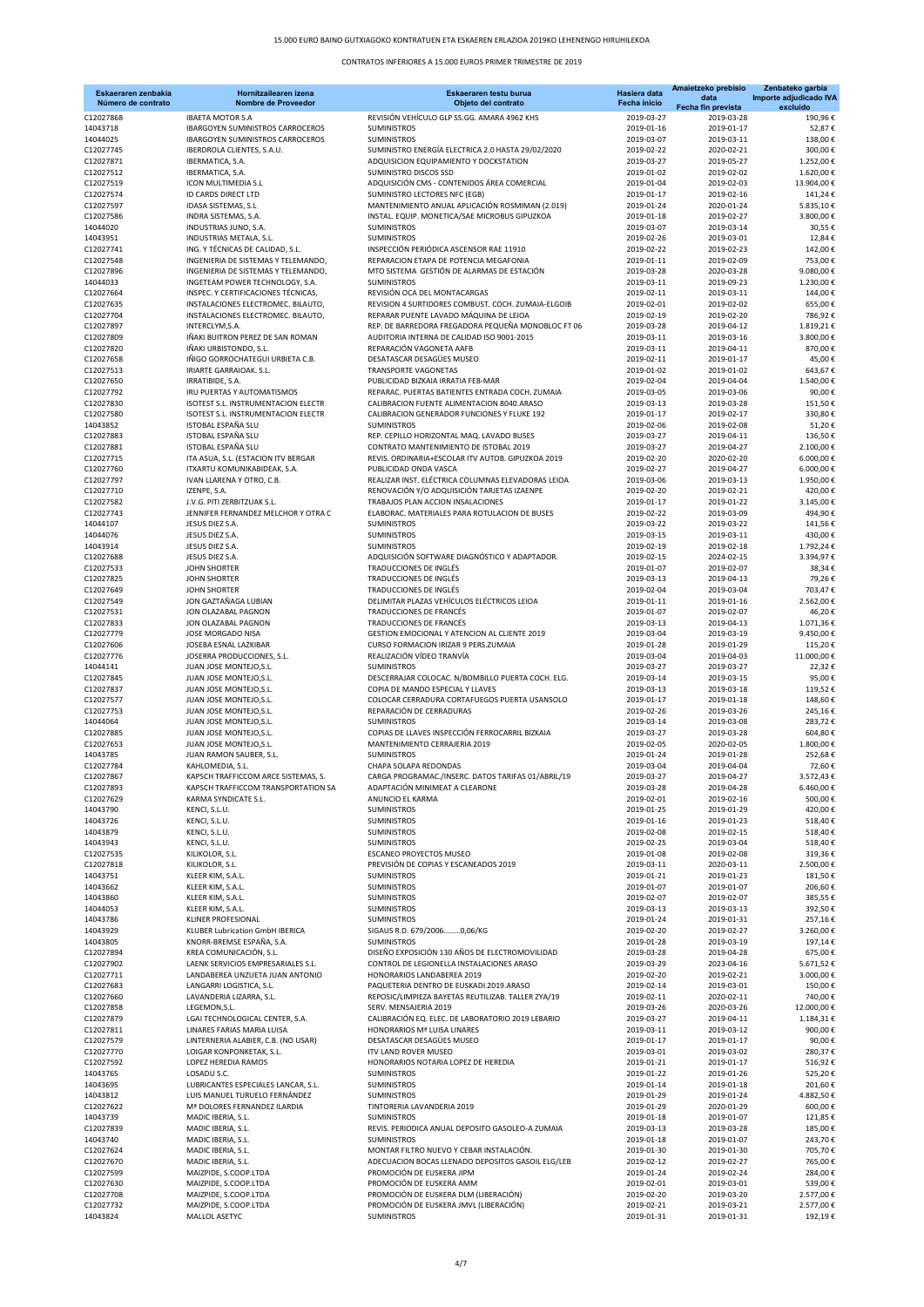15.000 EURO BAINO GUTXIAGOKO KONTRATUEN ETA ESKAEREN ERLAZIOA 2019KO LEHENENGO HIRUHILEKOA

CONTRATOS INFERIORES A 15.000 EUROS PRIMER TRIMESTRE DE 2019

| Eskaeraren zenbakia Número de contrato | Hornitzailearen izena Nombre de Proveedor | Eskaeraren testu burua Objeto del contrato | Hasiera data Fecha inicio | Amaietzeko prebisio data Fecha fin prevista | Zenbateko garbia Importe adjudicado IVA excluido |
|---|---|---|---|---|---|
| C12027868 | IBAETA MOTOR S.A | REVISIÓN VEHÍCULO GLP SS.GG. AMARA 4962 KHS | 2019-03-27 | 2019-03-28 | 190,96 € |
| 14043718 | IBARGOYEN SUMINISTROS CARROCEROS | SUMINISTROS | 2019-01-16 | 2019-01-17 | 52,87 € |
| 14044025 | IBARGOYEN SUMINISTROS CARROCEROS | SUMINISTROS | 2019-03-07 | 2019-03-11 | 138,00 € |
| C12027745 | IBERDROLA CLIENTES, S.A.U. | SUMINISTRO ENERGÍA ELECTRICA 2.0 HASTA 29/02/2020 | 2019-02-22 | 2020-02-21 | 300,00 € |
| C12027871 | IBERMATICA, S.A. | ADQUISICION EQUIPAMIENTO Y DOCKSTATION | 2019-03-27 | 2019-05-27 | 1.252,00 € |
| C12027512 | IBERMATICA, S.A. | SUMINISTRO DISCOS SSD | 2019-01-02 | 2019-02-02 | 1.620,00 € |
| C12027519 | ICON MULTIMEDIA S.L | ADQUISICIÓN CMS - CONTENIDOS ÁREA COMERCIAL | 2019-01-04 | 2019-02-03 | 13.904,00 € |
| C12027574 | ID CARDS DIRECT LTD | SUMINISTRO LECTORES NFC (EGB) | 2019-01-17 | 2019-02-16 | 141,24 € |
| C12027597 | IDASA SISTEMAS, S.L | MANTENIMIENTO ANUAL APLICACIÓN ROSMIMAN (2.019) | 2019-01-24 | 2020-01-24 | 5.835,10 € |
| C12027586 | INDRA SISTEMAS, S.A. | INSTAL. EQUIP. MONETICA/SAE MICROBUS GIPUZKOA | 2019-01-18 | 2019-02-27 | 3.800,00 € |
| 14044020 | INDUSTRIAS JUNO, S.A. | SUMINISTROS | 2019-03-07 | 2019-03-14 | 30,55 € |
| 14043951 | INDUSTRIAS METALA, S.L. | SUMINISTROS | 2019-02-26 | 2019-03-01 | 12,84 € |
| C12027741 | ING. Y TÉCNICAS DE CALIDAD, S.L. | INSPECCIÓN PERIÓDICA ASCENSOR RAE 11910 | 2019-02-22 | 2019-02-23 | 142,00 € |
| C12027548 | INGENIERIA DE SISTEMAS Y TELEMANDO, | REPARACION ETAPA DE POTENCIA MEGAFONIA | 2019-01-11 | 2019-02-09 | 753,00 € |
| C12027896 | INGENIERIA DE SISTEMAS Y TELEMANDO, | MTO SISTEMA GESTIÓN DE ALARMAS DE ESTACIÓN | 2019-03-28 | 2020-03-28 | 9.080,00 € |
| 14044033 | INGETEAM POWER TECHNOLOGY, S.A. | SUMINISTROS | 2019-03-11 | 2019-09-23 | 1.230,00 € |
| C12027664 | INSPEC. Y CERTIFICACIONES TÉCNICAS, | REVISIÓN OCA DEL MONTACARGAS | 2019-02-11 | 2019-03-11 | 144,00 € |
| C12027635 | INSTALACIONES ELECTROMEC. BILAUTO, | REVISION 4 SURTIDORES COMBUST. COCH. ZUMAIA-ELGOIB | 2019-02-01 | 2019-02-02 | 655,00 € |
| C12027704 | INSTALACIONES ELECTROMEC. BILAUTO, | REPARAR PUENTE LAVADO MÁQUINA DE LEIOA | 2019-02-19 | 2019-02-20 | 786,92 € |
| C12027897 | INTERCLYM,S.A. | REP. DE BARREDORA FREGADORA PEQUEÑA MONOBLOC FT 06 | 2019-03-28 | 2019-04-12 | 1.819,21 € |
| C12027809 | IÑAKI BUITRON PEREZ DE SAN ROMAN | AUDITORIA INTERNA DE CALIDAD ISO 9001-2015 | 2019-03-11 | 2019-03-16 | 3.800,00 € |
| C12027820 | IÑAKI URBISTONDO, S.L. | REPARACIÓN VAGONETA AAFB | 2019-03-11 | 2019-04-11 | 870,00 € |
| C12027658 | IÑIGO GORROCHATEGUI URBIETA C.B. | DESATASCAR DESAGÜES MUSEO | 2019-02-11 | 2019-01-17 | 45,00 € |
| C12027513 | IRIARTE GARRAIOAK. S.L. | TRANSPORTE VAGONETAS | 2019-01-02 | 2019-01-02 | 643,67 € |
| C12027650 | IRRATIBIDE, S.A. | PUBLICIDAD BIZKAIA IRRATIA FEB-MAR | 2019-02-04 | 2019-04-04 | 1.540,00 € |
| C12027792 | IRU PUERTAS Y AUTOMATISMOS | REPARAC. PUERTAS BATIENTES ENTRADA COCH. ZUMAIA | 2019-03-05 | 2019-03-06 | 90,00 € |
| C12027830 | ISOTEST S.L. INSTRUMENTACION ELECTR | CALIBRACION FUENTE ALIMENTACION 8040.ARASO | 2019-03-13 | 2019-03-28 | 151,50 € |
| C12027580 | ISOTEST S.L. INSTRUMENTACION ELECTR | CALIBRACION GENERADOR FUNCIONES Y FLUKE 192 | 2019-01-17 | 2019-02-17 | 330,80 € |
| 14043852 | ISTOBAL ESPAÑA SLU | SUMINISTROS | 2019-02-06 | 2019-02-08 | 51,20 € |
| C12027883 | ISTOBAL ESPAÑA SLU | REP. CEPILLO HORIZONTAL MAQ. LAVADO BUSES | 2019-03-27 | 2019-04-11 | 136,50 € |
| C12027881 | ISTOBAL ESPAÑA SLU | CONTRATO MANTENIMIENTO DE ISTOBAL 2019 | 2019-03-27 | 2019-04-27 | 2.100,00 € |
| C12027715 | ITA ASUA, S.L. (ESTACION ITV BERGAR | REVIS. ORDINARIA+ESCOLAR ITV AUTOB. GIPUZKOA 2019 | 2019-02-20 | 2020-02-20 | 6.000,00 € |
| C12027760 | ITXARTU KOMUNIKABIDEAK, S.A. | PUBLICIDAD ONDA VASCA | 2019-02-27 | 2019-04-27 | 6.000,00 € |
| C12027797 | IVAN LLARENA Y OTRO, C.B. | REALIZAR INST. ELÉCTRICA COLUMNAS ELEVADORAS LEIOA | 2019-03-06 | 2019-03-13 | 1.950,00 € |
| C12027710 | IZENPE, S.A. | RENOVACIÓN Y/O ADQUISICIÓN TARJETAS IZAENPE | 2019-02-20 | 2019-02-21 | 420,00 € |
| C12027582 | J.V.G. PITI ZERBITZUAK S.L. | TRABAJOS PLAN ACCION INSALACIONES | 2019-01-17 | 2019-01-22 | 3.145,00 € |
| C12027743 | JENNIFER FERNANDEZ MELCHOR Y OTRA C | ELABORAC. MATERIALES PARA ROTULACION DE BUSES | 2019-02-22 | 2019-03-09 | 494,90 € |
| 14044107 | JESUS DIEZ S.A. | SUMINISTROS | 2019-03-22 | 2019-03-22 | 141,56 € |
| 14044076 | JESUS DIEZ S.A. | SUMINISTROS | 2019-03-15 | 2019-03-11 | 430,00 € |
| 14043914 | JESUS DIEZ S.A. | SUMINISTROS | 2019-02-19 | 2019-02-18 | 1.792,24 € |
| C12027688 | JESUS DIEZ S.A. | ADQUISICIÓN SOFTWARE DIAGNÓSTICO Y ADAPTADOR. | 2019-02-15 | 2024-02-15 | 3.394,97 € |
| C12027533 | JOHN SHORTER | TRADUCCIONES DE INGLÉS | 2019-01-07 | 2019-02-07 | 38,34 € |
| C12027825 | JOHN SHORTER | TRADUCCIONES DE INGLÉS | 2019-03-13 | 2019-04-13 | 79,26 € |
| C12027649 | JOHN SHORTER | TRADUCCIONES DE INGLÉS | 2019-02-04 | 2019-03-04 | 703,47 € |
| C12027549 | JON GAZTAÑAGA LUBIAN | DELIMITAR PLAZAS VEHÍCULOS ELÉCTRICOS LEIOA | 2019-01-11 | 2019-01-16 | 2.562,00 € |
| C12027531 | JON OLAZABAL PAGNON | TRADUCCIONES DE FRANCÉS | 2019-01-07 | 2019-02-07 | 46,20 € |
| C12027833 | JON OLAZABAL PAGNON | TRADUCCIONES DE FRANCÉS | 2019-03-13 | 2019-04-13 | 1.071,36 € |
| C12027779 | JOSE MORGADO NISA | GESTION EMOCIONAL Y ATENCION AL CLIENTE 2019 | 2019-03-04 | 2019-03-19 | 9.450,00 € |
| C12027606 | JOSEBA ESNAL LAZKIBAR | CURSO FORMACION IRIZAR 9 PERS.ZUMAIA | 2019-01-28 | 2019-01-29 | 115,20 € |
| C12027776 | JOSERRA PRODUCCIONES, S.L. | REALIZACIÓN VÍDEO TRANVÍA | 2019-03-04 | 2019-04-03 | 11.000,00 € |
| 14044141 | JUAN JOSE MONTEJO,S.L. | SUMINISTROS | 2019-03-27 | 2019-03-27 | 22,32 € |
| C12027845 | JUAN JOSE MONTEJO,S.L. | DESCERRAJAR COLOCAC. N/BOMBILLO PUERTA COCH. ELG. | 2019-03-14 | 2019-03-15 | 95,00 € |
| C12027837 | JUAN JOSE MONTEJO,S.L. | COPIA DE MANDO ESPECIAL Y LLAVES | 2019-03-13 | 2019-03-18 | 119,52 € |
| C12027577 | JUAN JOSE MONTEJO,S.L. | COLOCAR CERRADURA CORTAFUEGOS PUERTA USANSOLO | 2019-01-17 | 2019-01-18 | 148,60 € |
| C12027753 | JUAN JOSE MONTEJO,S.L. | REPARACIÓN DE CERRADURAS | 2019-02-26 | 2019-03-26 | 245,16 € |
| 14044064 | JUAN JOSE MONTEJO,S.L. | SUMINISTROS | 2019-03-14 | 2019-03-08 | 283,72 € |
| C12027885 | JUAN JOSE MONTEJO,S.L. | COPIAS DE LLAVES INSPECCIÓN FERROCARRIL BIZKAIA | 2019-03-27 | 2019-03-28 | 604,80 € |
| C12027653 | JUAN JOSE MONTEJO,S.L. | MANTENIMIENTO CERRAJERIA 2019 | 2019-02-05 | 2020-02-05 | 1.800,00 € |
| 14043785 | JUAN RAMON SAUBER, S.L. | SUMINISTROS | 2019-01-24 | 2019-01-28 | 252,68 € |
| C12027784 | KAHLOMEDIA, S.L. | CHAPA SOLAPA REDONDAS | 2019-03-04 | 2019-04-04 | 72,60 € |
| C12027867 | KAPSCH TRAFFICCOM ARCE SISTEMAS, S. | CARGA PROGRAMAC./INSERC. DATOS TARIFAS 01/ABRIL/19 | 2019-03-27 | 2019-04-27 | 3.572,43 € |
| C12027893 | KAPSCH TRAFFICCOM TRANSPORTATION SA | ADAPTACIÓN MINIMEAT A CLEARONE | 2019-03-28 | 2019-04-28 | 6.460,00 € |
| C12027629 | KARMA SYNDICATE S.L. | ANUNCIO EL KARMA | 2019-02-01 | 2019-02-16 | 500,00 € |
| 14043790 | KENCI, S.L.U. | SUMINISTROS | 2019-01-25 | 2019-01-29 | 420,00 € |
| 14043726 | KENCI, S.L.U. | SUMINISTROS | 2019-01-16 | 2019-01-23 | 518,40 € |
| 14043879 | KENCI, S.L.U. | SUMINISTROS | 2019-02-08 | 2019-02-15 | 518,40 € |
| 14043943 | KENCI, S.L.U. | SUMINISTROS | 2019-02-25 | 2019-03-04 | 518,40 € |
| C12027535 | KILIKOLOR, S.L. | ESCANEO PROYECTOS MUSEO | 2019-01-08 | 2019-02-08 | 319,36 € |
| C12027818 | KILIKOLOR, S.L. | PREVISIÓN DE COPIAS Y ESCANEADOS 2019 | 2019-03-11 | 2020-03-11 | 2.500,00 € |
| 14043751 | KLEER KIM, S.A.L. | SUMINISTROS | 2019-01-21 | 2019-01-23 | 181,50 € |
| 14043662 | KLEER KIM, S.A.L. | SUMINISTROS | 2019-01-07 | 2019-01-07 | 206,60 € |
| 14043860 | KLEER KIM, S.A.L. | SUMINISTROS | 2019-02-07 | 2019-02-07 | 385,55 € |
| 14044053 | KLEER KIM, S.A.L. | SUMINISTROS | 2019-03-13 | 2019-03-13 | 392,50 € |
| 14043786 | KLINER PROFESIONAL | SUMINISTROS | 2019-01-24 | 2019-01-31 | 257,16 € |
| 14043929 | KLUBER Lubrication GmbH IBERICA | SIGAUS R.D. 679/2006........0,06/KG | 2019-02-20 | 2019-02-27 | 3.260,00 € |
| 14043805 | KNORR-BREMSE ESPAÑA, S.A. | SUMINISTROS | 2019-01-28 | 2019-03-19 | 197,14 € |
| C12027894 | KREA COMUNICACIÓN, S.L. | DISEÑO EXPOSICIÓN 130 AÑOS DE ELECTROMOVILIDAD | 2019-03-28 | 2019-04-28 | 675,00 € |
| C12027902 | LAENK SERVICIOS EMPRESARIALES S.L. | CONTROL DE LEGIONELLA INSTALACIONES ARASO | 2019-03-29 | 2023-04-16 | 5.671,52 € |
| C12027711 | LANDABEREA UNZUETA JUAN ANTONIO | HONORARIOS LANDABEREA 2019 | 2019-02-20 | 2019-02-21 | 3.000,00 € |
| C12027683 | LANGARRI LOGISTICA, S.L. | PAQUETERIA DENTRO DE EUSKADI.2019.ARASO | 2019-02-14 | 2019-03-01 | 150,00 € |
| C12027660 | LAVANDERIA LIZARRA, S.L. | REPOSIC/LIMPIEZA BAYETAS REUTILIZAB. TALLER ZYA/19 | 2019-02-11 | 2020-02-11 | 740,00 € |
| C12027858 | LEGEMON,S.L. | SERV. MENSAJERIA 2019 | 2019-03-26 | 2020-03-26 | 12.000,00 € |
| C12027879 | LGAI TECHNOLOGICAL CENTER, S.A. | CALIBRACIÓN EQ. ELEC. DE LABORATORIO 2019 LEBARIO | 2019-03-27 | 2019-04-11 | 1.184,31 € |
| C12027811 | LINARES FARIAS MARIA LUISA | HONORARIOS Mª LUISA LINARES | 2019-03-11 | 2019-03-12 | 900,00 € |
| C12027579 | LINTERNERIA ALABIER, C.B. (NO USAR) | DESATASCAR DESAGÜES MUSEO | 2019-01-17 | 2019-01-17 | 90,00 € |
| C12027770 | LOIGAR KONPONKETAK, S.L. | ITV LAND ROVER MUSEO | 2019-03-01 | 2019-03-02 | 280,37 € |
| C12027592 | LOPEZ HEREDIA RAMOS | HONORARIOS NOTARIA LOPEZ DE HEREDIA | 2019-01-21 | 2019-01-17 | 516,92 € |
| 14043765 | LOSADU S.C. | SUMINISTROS | 2019-01-22 | 2019-01-26 | 525,20 € |
| 14043695 | LUBRICANTES ESPECIALES LANCAR, S.L. | SUMINISTROS | 2019-01-14 | 2019-01-18 | 201,60 € |
| 14043812 | LUIS MANUEL TURUELO FERNÁNDEZ | SUMINISTROS | 2019-01-29 | 2019-01-24 | 4.882,50 € |
| C12027622 | Mª DOLORES FERNANDEZ ILARDIA | TINTORERIA LAVANDERIA 2019 | 2019-01-29 | 2020-01-29 | 600,00 € |
| 14043739 | MADIC IBERIA, S.L. | SUMINISTROS | 2019-01-18 | 2019-01-07 | 121,85 € |
| C12027839 | MADIC IBERIA, S.L. | REVIS. PERIODICA ANUAL DEPOSITO GASOLEO-A ZUMAIA | 2019-03-13 | 2019-03-28 | 185,00 € |
| 14043740 | MADIC IBERIA, S.L. | SUMINISTROS | 2019-01-18 | 2019-01-07 | 243,70 € |
| C12027624 | MADIC IBERIA, S.L. | MONTAR FILTRO NUEVO Y CEBAR INSTALACIÓN. | 2019-01-30 | 2019-01-30 | 705,70 € |
| C12027670 | MADIC IBERIA, S.L. | ADECUACION BOCAS LLENADO DEPOSITOS GASOIL ELG/LEB | 2019-02-12 | 2019-02-27 | 765,00 € |
| C12027599 | MAIZPIDE, S.COOP.LTDA | PROMOCIÓN DE EUSKERA JIPM | 2019-01-24 | 2019-02-24 | 284,00 € |
| C12027630 | MAIZPIDE, S.COOP.LTDA | PROMOCIÓN DE EUSKERA AMM | 2019-02-01 | 2019-03-01 | 539,00 € |
| C12027708 | MAIZPIDE, S.COOP.LTDA | PROMOCIÓN DE EUSKERA DLM (LIBERACIÓN) | 2019-02-20 | 2019-03-20 | 2.577,00 € |
| C12027732 | MAIZPIDE, S.COOP.LTDA | PROMOCIÓN DE EUSKERA JMVL (LIBERACIÓN) | 2019-02-21 | 2019-03-21 | 2.577,00 € |
| 14043824 | MALLOL ASETYC | SUMINISTROS | 2019-01-31 | 2019-01-31 | 192,19 € |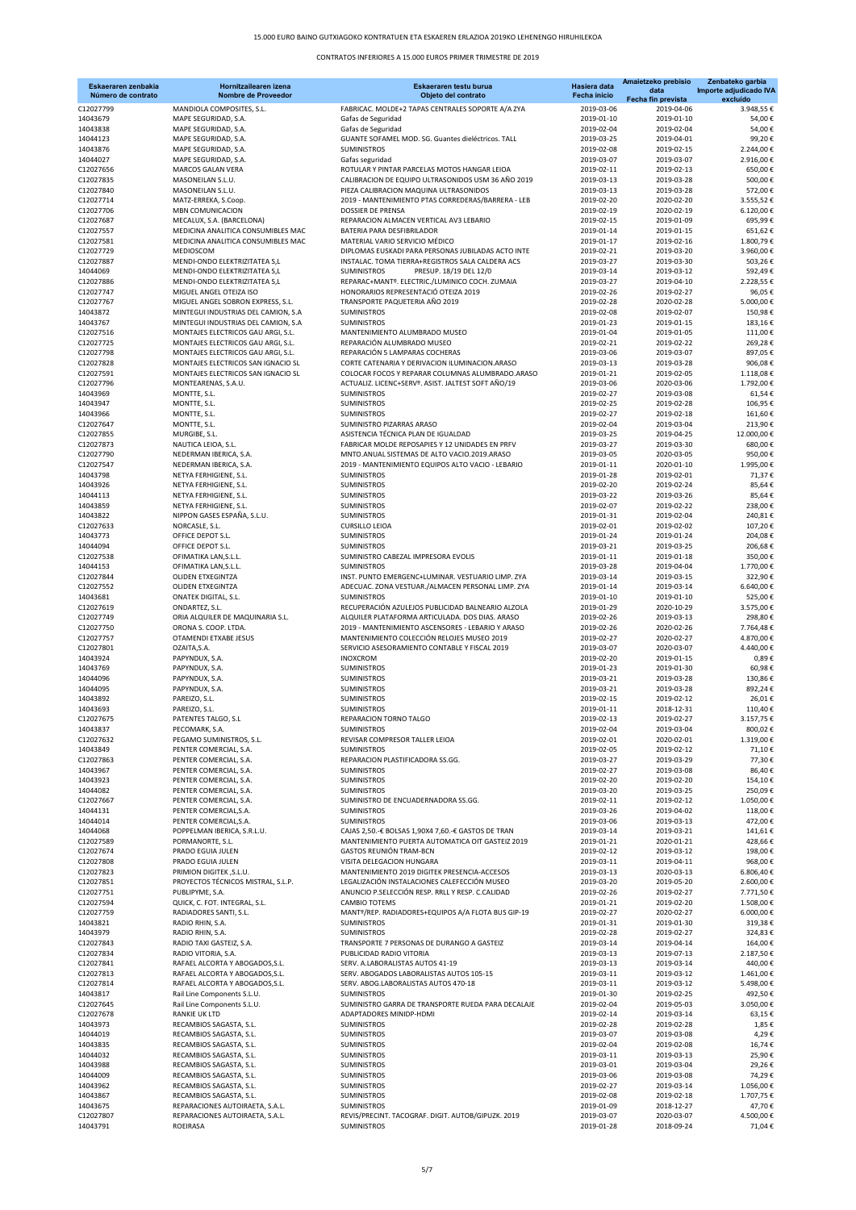15.000 EURO BAINO GUTXIAGOKO KONTRATUEN ETA ESKAEREN ERLAZIOA 2019KO LEHENENGO HIRUHILEKOA

CONTRATOS INFERIORES A 15.000 EUROS PRIMER TRIMESTRE DE 2019

| Eskaeraren zenbakia Número de contrato | Hornitzailearen izena Nombre de Proveedor | Eskaeraren testu burua Objeto del contrato | Hasiera data Fecha inicio | Amaietzeko prebisio data Fecha fin prevista | Zenbateko garbia Importe adjudicado IVA excluido |
|---|---|---|---|---|---|
| C12027799 | MANDIOLA COMPOSITES, S.L. | FABRICAC. MOLDE+2 TAPAS CENTRALES SOPORTE A/A ZYA | 2019-03-06 | 2019-04-06 | 3.948,55 € |
| 14043679 | MAPE SEGURIDAD, S.A. | Gafas de Seguridad | 2019-01-10 | 2019-01-10 | 54,00 € |
| 14043838 | MAPE SEGURIDAD, S.A. | Gafas de Seguridad | 2019-02-04 | 2019-02-04 | 54,00 € |
| 14044123 | MAPE SEGURIDAD, S.A. | GUANTE SOFAMEL MOD. SG. Guantes dieléctricos. TALL | 2019-03-25 | 2019-04-01 | 99,20 € |
| 14043876 | MAPE SEGURIDAD, S.A. | SUMINISTROS | 2019-02-08 | 2019-02-15 | 2.244,00 € |
| 14044027 | MAPE SEGURIDAD, S.A. | Gafas seguridad | 2019-03-07 | 2019-03-07 | 2.916,00 € |
| C12027656 | MARCOS GALAN VERA | ROTULAR Y PINTAR PARCELAS MOTOS HANGAR LEIOA | 2019-02-11 | 2019-02-13 | 650,00 € |
| C12027835 | MASONEILAN S.L.U. | CALIBRACION DE EQUIPO ULTRASONIDOS USM 36 AÑO 2019 | 2019-03-13 | 2019-03-28 | 500,00 € |
| C12027840 | MASONEILAN S.L.U. | PIEZA CALIBRACION MAQUINA ULTRASONIDOS | 2019-03-13 | 2019-03-28 | 572,00 € |
| C12027714 | MATZ-ERREKA, S.Coop. | 2019 - MANTENIMIENTO PTAS CORREDERAS/BARRERA - LEB | 2019-02-20 | 2020-02-20 | 3.555,52 € |
| C12027706 | MBN COMUNICACION | DOSSIER DE PRENSA | 2019-02-19 | 2020-02-19 | 6.120,00 € |
| C12027687 | MECALUX, S.A. (BARCELONA) | REPARACION ALMACEN VERTICAL AV3 LEBARIO | 2019-02-15 | 2019-01-09 | 695,99 € |
| C12027557 | MEDICINA ANALITICA CONSUMIBLES MAC | BATERIA PARA DESFIBRILADOR | 2019-01-14 | 2019-01-15 | 651,62 € |
| C12027581 | MEDICINA ANALITICA CONSUMIBLES MAC | MATERIAL VARIO SERVICIO MÉDICO | 2019-01-17 | 2019-02-16 | 1.800,79 € |
| C12027729 | MEDIOSCOM | DIPLOMAS EUSKADI PARA PERSONAS JUBILADAS ACTO INTE | 2019-02-21 | 2019-03-20 | 3.960,00 € |
| C12027887 | MENDI-ONDO ELEKTRIZITATEA S,L | INSTALAC. TOMA TIERRA+REGISTROS SALA CALDERA ACS | 2019-03-27 | 2019-03-30 | 503,26 € |
| 14044069 | MENDI-ONDO ELEKTRIZITATEA S,L | SUMINISTROS PRESUP. 18/19 DEL 12/0 | 2019-03-14 | 2019-03-12 | 592,49 € |
| C12027886 | MENDI-ONDO ELEKTRIZITATEA S,L | REPARAC+MANTº. ELECTRIC./LUMINICO COCH. ZUMAIA | 2019-03-27 | 2019-04-10 | 2.228,55 € |
| C12027747 | MIGUEL ANGEL OTEIZA ISO | HONORARIOS REPRESENTACIÓ OTEIZA 2019 | 2019-02-26 | 2019-02-27 | 96,05 € |
| C12027767 | MIGUEL ANGEL SOBRON EXPRESS, S.L. | TRANSPORTE PAQUETERIA AÑO 2019 | 2019-02-28 | 2020-02-28 | 5.000,00 € |
| 14043872 | MINTEGUI INDUSTRIAS DEL CAMION, S.A | SUMINISTROS | 2019-02-08 | 2019-02-07 | 150,98 € |
| 14043767 | MINTEGUI INDUSTRIAS DEL CAMION, S.A | SUMINISTROS | 2019-01-23 | 2019-01-15 | 183,16 € |
| C12027516 | MONTAJES ELECTRICOS GAU ARGI, S.L. | MANTENIMIENTO ALUMBRADO MUSEO | 2019-01-04 | 2019-01-05 | 111,00 € |
| C12027725 | MONTAJES ELECTRICOS GAU ARGI, S.L. | REPARACIÓN ALUMBRADO MUSEO | 2019-02-21 | 2019-02-22 | 269,28 € |
| C12027798 | MONTAJES ELECTRICOS GAU ARGI, S.L. | REPARACIÓN 5 LAMPARAS COCHERAS | 2019-03-06 | 2019-03-07 | 897,05 € |
| C12027828 | MONTAJES ELECTRICOS SAN IGNACIO SL | CORTE CATENARIA Y DERIVACION ILUMINACION.ARASO | 2019-03-13 | 2019-03-28 | 906,08 € |
| C12027591 | MONTAJES ELECTRICOS SAN IGNACIO SL | COLOCAR FOCOS Y REPARAR COLUMNAS ALUMBRADO.ARASO | 2019-01-21 | 2019-02-05 | 1.118,08 € |
| C12027796 | MONTEARENAS, S.A.U. | ACTUALIZ. LICENC+SERVº. ASIST. JALTEST SOFT AÑO/19 | 2019-03-06 | 2020-03-06 | 1.792,00 € |
| 14043969 | MONTTE, S.L. | SUMINISTROS | 2019-02-27 | 2019-03-08 | 61,54 € |
| 14043947 | MONTTE, S.L. | SUMINISTROS | 2019-02-25 | 2019-02-28 | 106,95 € |
| 14043966 | MONTTE, S.L. | SUMINISTROS | 2019-02-27 | 2019-02-18 | 161,60 € |
| C12027647 | MONTTE, S.L. | SUMINISTRO PIZARRAS ARASO | 2019-02-04 | 2019-03-04 | 213,90 € |
| C12027855 | MURGIBE, S.L. | ASISTENCIA TÉCNICA PLAN DE IGUALDAD | 2019-03-25 | 2019-04-25 | 12.000,00 € |
| C12027873 | NAUTICA LEIOA, S.L. | FABRICAR MOLDE REPOSAPIES Y 12 UNIDADES EN PRFV | 2019-03-27 | 2019-03-30 | 680,00 € |
| C12027790 | NEDERMAN IBERICA, S.A. | MNTO.ANUAL SISTEMAS DE ALTO VACIO.2019.ARASO | 2019-03-05 | 2020-03-05 | 950,00 € |
| C12027547 | NEDERMAN IBERICA, S.A. | 2019 - MANTENIMIENTO EQUIPOS ALTO VACIO - LEBARIO | 2019-01-11 | 2020-01-10 | 1.995,00 € |
| 14043798 | NETYA FERHIGIENE, S.L. | SUMINISTROS | 2019-01-28 | 2019-02-01 | 71,37 € |
| 14043926 | NETYA FERHIGIENE, S.L. | SUMINISTROS | 2019-02-20 | 2019-02-24 | 85,64 € |
| 14044113 | NETYA FERHIGIENE, S.L. | SUMINISTROS | 2019-03-22 | 2019-03-26 | 85,64 € |
| 14043859 | NETYA FERHIGIENE, S.L. | SUMINISTROS | 2019-02-07 | 2019-02-22 | 238,00 € |
| 14043822 | NIPPON GASES ESPAÑA, S.L.U. | SUMINISTROS | 2019-01-31 | 2019-02-04 | 240,81 € |
| C12027633 | NORCASLE, S.L. | CURSILLO LEIOA | 2019-02-01 | 2019-02-02 | 107,20 € |
| 14043773 | OFFICE DEPOT S.L. | SUMINISTROS | 2019-01-24 | 2019-01-24 | 204,08 € |
| 14044094 | OFFICE DEPOT S.L. | SUMINISTROS | 2019-03-21 | 2019-03-25 | 206,68 € |
| C12027538 | OFIMATIKA LAN,S.L.L. | SUMINISTRO CABEZAL IMPRESORA EVOLIS | 2019-01-11 | 2019-01-18 | 350,00 € |
| 14044153 | OFIMATIKA LAN,S.L.L. | SUMINISTROS | 2019-03-28 | 2019-04-04 | 1.770,00 € |
| C12027844 | OLIDEN ETXEGINTZA | INST. PUNTO EMERGENC+LUMINAR. VESTUARIO LIMP. ZYA | 2019-03-14 | 2019-03-15 | 322,90 € |
| C12027552 | OLIDEN ETXEGINTZA | ADECUAC. ZONA VESTUAR./ALMACEN PERSONAL LIMP. ZYA | 2019-01-14 | 2019-03-14 | 6.640,00 € |
| 14043681 | ONATEK DIGITAL, S.L. | SUMINISTROS | 2019-01-10 | 2019-01-10 | 525,00 € |
| C12027619 | ONDARTEZ, S.L. | RECUPERACIÓN AZULEJOS PUBLICIDAD BALNEARIO ALZOLA | 2019-01-29 | 2020-10-29 | 3.575,00 € |
| C12027749 | ORIA ALQUILER DE MAQUINARIA S.L. | ALQUILER PLATAFORMA ARTICULADA. DOS DIAS. ARASO | 2019-02-26 | 2019-03-13 | 298,80 € |
| C12027750 | ORONA S. COOP. LTDA. | 2019 - MANTENIMIENTO ASCENSORES - LEBARIO Y ARASO | 2019-02-26 | 2020-02-26 | 7.764,48 € |
| C12027757 | OTAMENDI ETXABE JESUS | MANTENIMIENTO COLECCIÓN RELOJES MUSEO 2019 | 2019-02-27 | 2020-02-27 | 4.870,00 € |
| C12027801 | OZAITA,S.A. | SERVICIO ASESORAMIENTO CONTABLE Y FISCAL 2019 | 2019-03-07 | 2020-03-07 | 4.440,00 € |
| 14043924 | PAPYNDUX, S.A. | INOXCROM | 2019-02-20 | 2019-01-15 | 0,89 € |
| 14043769 | PAPYNDUX, S.A. | SUMINISTROS | 2019-01-23 | 2019-01-30 | 60,98 € |
| 14044096 | PAPYNDUX, S.A. | SUMINISTROS | 2019-03-21 | 2019-03-28 | 130,86 € |
| 14044095 | PAPYNDUX, S.A. | SUMINISTROS | 2019-03-21 | 2019-03-28 | 892,24 € |
| 14043892 | PAREIZO, S.L. | SUMINISTROS | 2019-02-15 | 2019-02-12 | 26,01 € |
| 14043693 | PAREIZO, S.L. | SUMINISTROS | 2019-01-11 | 2018-12-31 | 110,40 € |
| C12027675 | PATENTES TALGO, S.L | REPARACION TORNO TALGO | 2019-02-13 | 2019-02-27 | 3.157,75 € |
| 14043837 | PECOMARK, S.A. | SUMINISTROS | 2019-02-04 | 2019-03-04 | 800,02 € |
| C12027632 | PEGAMO SUMINISTROS, S.L. | REVISAR COMPRESOR TALLER LEIOA | 2019-02-01 | 2020-02-01 | 1.319,00 € |
| 14043849 | PENTER COMERCIAL, S.A. | SUMINISTROS | 2019-02-05 | 2019-02-12 | 71,10 € |
| C12027863 | PENTER COMERCIAL, S.A. | REPARACION PLASTIFICADORA SS.GG. | 2019-03-27 | 2019-03-29 | 77,30 € |
| 14043967 | PENTER COMERCIAL, S.A. | SUMINISTROS | 2019-02-27 | 2019-03-08 | 86,40 € |
| 14043923 | PENTER COMERCIAL, S.A. | SUMINISTROS | 2019-02-20 | 2019-02-20 | 154,10 € |
| 14044082 | PENTER COMERCIAL, S.A. | SUMINISTROS | 2019-03-20 | 2019-03-25 | 250,09 € |
| C12027667 | PENTER COMERCIAL, S.A. | SUMINISTRO DE ENCUADERNADORA SS.GG. | 2019-02-11 | 2019-02-12 | 1.050,00 € |
| 14044131 | PENTER COMERCIAL,S.A. | SUMINISTROS | 2019-03-26 | 2019-04-02 | 118,00 € |
| 14044014 | PENTER COMERCIAL,S.A. | SUMINISTROS | 2019-03-06 | 2019-03-13 | 472,00 € |
| 14044068 | POPPELMAN IBERICA, S.R.L.U. | CAJAS 2,50.-€ BOLSAS 1,90X4 7,60.-€ GASTOS DE TRAN | 2019-03-14 | 2019-03-21 | 141,61 € |
| C12027589 | PORMANORTE, S.L. | MANTENIMIENTO PUERTA AUTOMATICA OIT GASTEIZ 2019 | 2019-01-21 | 2020-01-21 | 428,66 € |
| C12027674 | PRADO EGUIA JULEN | GASTOS REUNIÓN TRAM-BCN | 2019-02-12 | 2019-03-12 | 198,00 € |
| C12027808 | PRADO EGUIA JULEN | VISITA DELEGACION HUNGARA | 2019-03-11 | 2019-04-11 | 968,00 € |
| C12027823 | PRIMION DIGITEK ,S.L.U. | MANTENIMIENTO 2019 DIGITEK PRESENCIA-ACCESOS | 2019-03-13 | 2020-03-13 | 6.806,40 € |
| C12027851 | PROYECTOS TÉCNICOS MISTRAL, S.L.P. | LEGALIZACIÓN INSTALACIONES CALEFECCIÓN MUSEO | 2019-03-20 | 2019-05-20 | 2.600,00 € |
| C12027751 | PUBLIPYME, S.A. | ANUNCIO P.SELECCIÓN RESP. RRLL Y RESP. C.CALIDAD | 2019-02-26 | 2019-02-27 | 7.771,50 € |
| C12027594 | QUICK, C. FOT. INTEGRAL, S.L. | CAMBIO TOTEMS | 2019-01-21 | 2019-02-20 | 1.508,00 € |
| C12027759 | RADIADORES SANTI, S.L. | MANTº/REP. RADIADORES+EQUIPOS A/A FLOTA BUS GIP-19 | 2019-02-27 | 2020-02-27 | 6.000,00 € |
| 14043821 | RADIO RHIN, S.A. | SUMINISTROS | 2019-01-31 | 2019-01-30 | 319,38 € |
| 14043979 | RADIO RHIN, S.A. | SUMINISTROS | 2019-02-28 | 2019-02-27 | 324,83 € |
| C12027843 | RADIO TAXI GASTEIZ, S.A. | TRANSPORTE 7 PERSONAS DE DURANGO A GASTEIZ | 2019-03-14 | 2019-04-14 | 164,00 € |
| C12027834 | RADIO VITORIA, S.A. | PUBLICIDAD RADIO VITORIA | 2019-03-13 | 2019-07-13 | 2.187,50 € |
| C12027841 | RAFAEL ALCORTA Y ABOGADOS,S.L. | SERV. A.LABORALISTAS AUTOS 41-19 | 2019-03-13 | 2019-03-14 | 440,00 € |
| C12027813 | RAFAEL ALCORTA Y ABOGADOS,S.L. | SERV. ABOGADOS LABORALISTAS AUTOS 105-15 | 2019-03-11 | 2019-03-12 | 1.461,00 € |
| C12027814 | RAFAEL ALCORTA Y ABOGADOS,S.L. | SERV. ABOG.LABORALISTAS AUTOS 470-18 | 2019-03-11 | 2019-03-12 | 5.498,00 € |
| 14043817 | Rail Line Components S.L.U. | SUMINISTROS | 2019-01-30 | 2019-02-25 | 492,50 € |
| C12027645 | Rail Line Components S.L.U. | SUMINISTRO GARRA DE TRANSPORTE RUEDA PARA DECALAJE | 2019-02-04 | 2019-05-03 | 3.050,00 € |
| C12027678 | RANKIE UK LTD | ADAPTADORES MINIDP-HDMI | 2019-02-14 | 2019-03-14 | 63,15 € |
| 14043973 | RECAMBIOS SAGASTA, S.L. | SUMINISTROS | 2019-02-28 | 2019-02-28 | 1,85 € |
| 14044019 | RECAMBIOS SAGASTA, S.L. | SUMINISTROS | 2019-03-07 | 2019-03-08 | 4,29 € |
| 14043835 | RECAMBIOS SAGASTA, S.L. | SUMINISTROS | 2019-02-04 | 2019-02-08 | 16,74 € |
| 14044032 | RECAMBIOS SAGASTA, S.L. | SUMINISTROS | 2019-03-11 | 2019-03-13 | 25,90 € |
| 14043988 | RECAMBIOS SAGASTA, S.L. | SUMINISTROS | 2019-03-01 | 2019-03-04 | 29,26 € |
| 14044009 | RECAMBIOS SAGASTA, S.L. | SUMINISTROS | 2019-03-06 | 2019-03-08 | 74,29 € |
| 14043962 | RECAMBIOS SAGASTA, S.L. | SUMINISTROS | 2019-02-27 | 2019-03-14 | 1.056,00 € |
| 14043867 | RECAMBIOS SAGASTA, S.L. | SUMINISTROS | 2019-02-08 | 2019-02-18 | 1.707,75 € |
| 14043675 | REPARACIONES AUTOIRAETA, S.A.L. | SUMINISTROS | 2019-01-09 | 2018-12-27 | 47,70 € |
| C12027807 | REPARACIONES AUTOIRAETA, S.A.L. | REVIS/PRECINT. TACOGRAF. DIGIT. AUTOB/GIPUZK. 2019 | 2019-03-07 | 2020-03-07 | 4.500,00 € |
| 14043791 | ROEIRASA | SUMINISTROS | 2019-01-28 | 2018-09-24 | 71,04 € |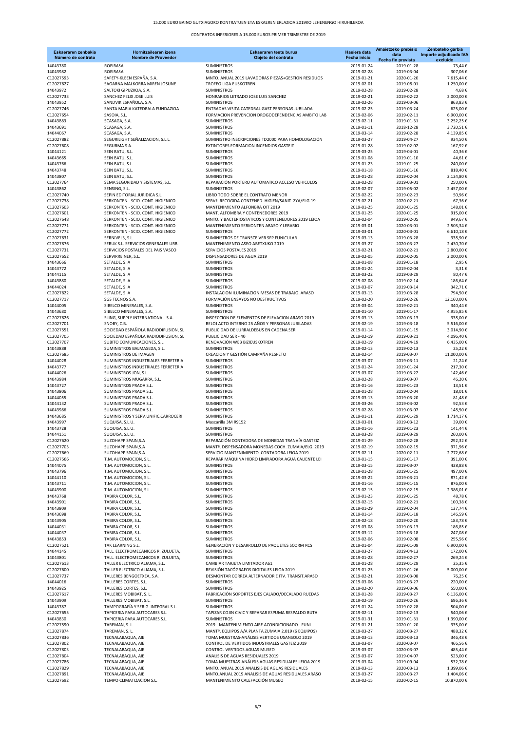15.000 EURO BAINO GUTXIAGOKO KONTRATUEN ETA ESKAEREN ERLAZIOA 2019KO LEHENENGO HIRUHILEKOA

CONTRATOS INFERIORES A 15.000 EUROS PRIMER TRIMESTRE DE 2019

| Eskaeraren zenbakia Número de contrato | Hornitzailearen izena Nombre de Proveedor | Eskaeraren testu burua Objeto del contrato | Hasiera data Fecha inicio | Amaietzeko prebisio data Fecha fin prevista | Zenbateko garbia Importe adjudicado IVA excluido |
|---|---|---|---|---|---|
| 14043780 | ROEIRASA | SUMINISTROS | 2019-01-24 | 2019-01-28 | 73,44 € |
| 14043982 | ROEIRASA | SUMINISTROS | 2019-02-28 | 2019-03-04 | 307,06 € |
| C12027593 | SAFETY-KLEEN ESPAÑA, S.A. | MNTO. ANUAL 2019 LAVADORAS PIEZAS+GESTION RESIDUOS | 2019-01-21 | 2020-01-20 | 7.615,44 € |
| C12027627 | SAGARNA MALKORRA MIREN JOSUNE | TROFEO LIGA EUSKOTREN | 2019-02-01 | 2019-08-01 | 1.250,00 € |
| 14043972 | SALTOKI GIPUZKOA, S.A. | SUMINISTROS | 2019-02-28 | 2019-02-28 | 4,68 € |
| C12027733 | SANCHEZ FELIX JOSE LUIS | HONRARIOS LETRADO JOSE LUIS SANCHEZ | 2019-02-21 | 2019-02-22 | 2.000,00 € |
| 14043952 | SANDVIK ESPAÑOLA, S.A. | SUMINISTROS | 2019-02-26 | 2019-03-06 | 863,83 € |
| C12027746 | SANTA MARIA KATEDRALA FUNDAZIOA | ENTRADAS VISITA CATEDRAL GAST PERSONAS JUBILADA | 2019-02-25 | 2019-03-24 | 625,00 € |
| C12027654 | SASOIA, S.L. | FORMACION PREVENCION DROGODEPENDENCIAS AMBITO LAB | 2019-02-06 | 2019-02-11 | 6.900,00 € |
| 14043883 | SCASAGA, S.A. | SUMINISTROS | 2019-02-11 | 2019-01-31 | 3.252,25 € |
| 14043691 | SCASAGA, S.A. | SUMINISTROS | 2019-01-11 | 2018-12-28 | 3.720,51 € |
| 14044067 | SCASAGA, S.A. | SUMINISTROS | 2019-03-14 | 2019-02-28 | 4.139,85 € |
| C12027882 | SEGURILIGHT SEÑALIZACION, S.L.L. | SUMINISTRO INSCRIPCIONES TD2000 PARA HOMOLOGACIÓN | 2019-03-27 | 2019-04-27 | 934,50 € |
| C12027608 | SEGURMA S.A. | EXTINTORES FORMACION INCENDIOS GASTEIZ | 2019-01-28 | 2019-02-02 | 167,92 € |
| 14044121 | SEIN BATU, S.L. | SUMINISTROS | 2019-03-25 | 2019-04-01 | 40,36 € |
| 14043665 | SEIN BATU, S.L. | SUMINISTROS | 2019-01-08 | 2019-01-10 | 44,61 € |
| 14043766 | SEIN BATU, S.L. | SUMINISTROS | 2019-01-23 | 2019-01-25 | 240,00 € |
| 14043748 | SEIN BATU, S.L. | SUMINISTROS | 2019-01-18 | 2019-01-16 | 818,40 € |
| 14043807 | SEIN BATU, S.L. | SUMINISTROS | 2019-01-28 | 2019-02-04 | 2.124,80 € |
| C12027764 | SEMA SEGURIDAD Y SISTEMAS, S.L. | REPARACIÓN PORTERO AUTOMATICO ACCESO VEHICULOS | 2019-02-28 | 2019-03-01 | 250,00 € |
| 14043862 | SENSING, S.L. | SUMINISTROS | 2019-02-07 | 2019-05-02 | 2.457,00 € |
| C12027740 | SEPIN EDITORIAL JURIDICA S.L. | LIBRO TODO SOBRE EL CONTRATO MENOR | 2019-02-22 | 2019-02-23 | 50,96 € |
| C12027738 | SERKONTEN - SCIO. CONT. HIGIENICO | SERVº. RECOGIDA CONTENED. HIGIEN/SANIT. ZYA/ELG-19 | 2019-02-21 | 2020-02-21 | 67,36 € |
| C12027603 | SERKONTEN - SCIO. CONT. HIGIENICO | MANTENIMIENTO ALFONBRA OIT 2019 | 2019-01-25 | 2020-01-25 | 148,01 € |
| C12027601 | SERKONTEN - SCIO. CONT. HIGIENICO | MANT. ALFOMBRA Y CONTENEDORES 2019 | 2019-01-25 | 2020-01-25 | 915,00 € |
| C12027648 | SERKONTEN - SCIO. CONT. HIGIENICO | MNTO. Y BACTERIOSTATICOS Y CONTENEDORES 2019 LEIOA | 2019-02-04 | 2019-02-05 | 949,67 € |
| C12027771 | SERKONTEN - SCIO. CONT. HIGIENICO | MANTENIMIENTO SERKONTEN ARASO Y LEBARIO | 2019-03-01 | 2020-03-01 | 2.503,34 € |
| C12027772 | SERKONTEN - SCIO. CONT. HIGIENICO | SUMINISTROS | 2019-03-01 | 2020-03-01 | 6.610,18 € |
| C12027831 | SERNIVEL3, S.L. | SUMINISTROS DE TRANSCEIVER SFP FUNICULAR | 2019-03-13 | 2019-03-28 | 338,90 € |
| C12027876 | SERUK S.L. SERVICIOS GENERALES URB. | MANTENIMIENTO ASEO ABETXUKO 2019 | 2019-03-27 | 2020-03-27 | 2.430,70 € |
| C12027731 | SERVICIOS POSTALES DEL PAIS VASCO | SERVICIOS POSTALES 2019 | 2019-02-21 | 2020-02-21 | 2.800,00 € |
| C12027652 | SERVIRREINER, S.L. | DISPENSADORES DE AGUA 2019 | 2019-02-05 | 2020-02-05 | 2.000,00 € |
| 14043666 | SETALDE, S. A | SUMINISTROS | 2019-01-08 | 2019-01-18 | 2,95 € |
| 14043772 | SETALDE, S. A | SUMINISTROS | 2019-01-24 | 2019-02-04 | 3,31 € |
| 14044115 | SETALDE, S. A | SUMINISTROS | 2019-03-22 | 2019-03-29 | 80,47 € |
| 14043880 | SETALDE, S. A | SUMINISTROS | 2019-02-08 | 2019-02-14 | 186,64 € |
| 14044024 | SETALDE, S. A | SUMINISTROS | 2019-03-07 | 2019-03-14 | 342,71 € |
| C12027822 | SETALDE, S. A | INSTALACION ILUMINACION MESAS DE TRABAJO. ARASO | 2019-03-13 | 2019-03-28 | 794,50 € |
| C12027717 | SGS TECNOS S.A. | FORMACIÓN ENSAYOS NO DESTRUCTIVOS | 2019-02-20 | 2019-02-26 | 12.160,00 € |
| 14044005 | SIBELCO MINERALES, S.A. | SUMINISTROS | 2019-03-04 | 2019-02-21 | 340,44 € |
| 14043680 | SIBELCO MINERALES, S.A. | SUMINISTROS | 2019-01-10 | 2019-01-17 | 4.955,85 € |
| C12027826 | SLING, SUPPLY INTERNATIONAL S.A. | INSPECCION DE ELEMENTOS DE ELEVACION.ARASO.2019 | 2019-03-13 | 2020-03-13 | 338,00 € |
| C12027701 | SNOBY, C.B. | RELOJ ACTO INTERNO 25 AÑOS Y PERSONAS JUBILADAS | 2019-02-19 | 2019-03-18 | 5.516,00 € |
| C12027551 | SOCIEDAD ESPAÑOLA RADIODIFUSION, SL | PUBLICIDAD DE LURRALDEBUS EN CADENA SER | 2019-01-14 | 2019-01-15 | 3.014,90 € |
| C12027705 | SOCIEDAD ESPAÑOLA RADIODIFUSION, SL | PUBLICIDAD SER - 40 | 2019-02-19 | 2019-03-21 | 4.096,40 € |
| C12027707 | SUBITO COMUNICACIONES, S.L. | RENOVACIÓN WEB BIZIEUSKOTREN | 2019-02-19 | 2019-04-19 | 6.435,00 € |
| 14043888 | SUMINISTROS BALMASEDA, S.L. | SUMINISTROS | 2019-02-13 | 2019-02-13 | 25,22 € |
| C12027685 | SUMINISTROS DE IMAGEN | CREACIÓN Y GESTIÓN CAMPAÑA RESPETO | 2019-02-14 | 2019-03-07 | 11.000,00 € |
| 14044028 | SUMINISTROS INDUSTRIALES FERRETERIA | SUMINISTROS | 2019-03-07 | 2019-03-11 | 21,24 € |
| 14043777 | SUMINISTROS INDUSTRIALES FERRETERIA | SUMINISTROS | 2019-01-24 | 2019-01-24 | 217,30 € |
| 14044026 | SUMINISTROS JON, S.L. | SUMINISTROS | 2019-03-07 | 2019-03-22 | 142,46 € |
| 14043984 | SUMINISTROS MUGARRA, S.L. | SUMINISTROS | 2019-02-28 | 2019-03-07 | 46,20 € |
| 14043727 | SUMINISTROS PRADA S.L. | SUMINISTROS | 2019-01-16 | 2019-01-23 | 13,51 € |
| 14043806 | SUMINISTROS PRADA S.L. | SUMINISTROS | 2019-01-28 | 2019-02-04 | 18,01 € |
| 14044055 | SUMINISTROS PRADA S.L. | SUMINISTROS | 2019-03-13 | 2019-03-20 | 81,48 € |
| 14044132 | SUMINISTROS PRADA S.L. | SUMINISTROS | 2019-03-26 | 2019-04-02 | 92,53 € |
| 14043986 | SUMINISTROS PRADA S.L. | SUMINISTROS | 2019-02-28 | 2019-03-07 | 148,50 € |
| 14043685 | SUMINISTROS Y SERV.UNIFIC.CARROCERI | SUMINISTROS | 2019-01-11 | 2019-01-29 | 1.714,17 € |
| 14043997 | SUQUISA, S.L.U. | Mascarilla 3M R9152 | 2019-03-01 | 2019-03-12 | 39,00 € |
| 14043728 | SUQUISA, S.L.U. | SUMINISTROS | 2019-01-16 | 2019-01-23 | 141,44 € |
| 14044151 | SUQUISA, S.L.U. | SUMINISTROS | 2019-03-28 | 2019-03-29 | 260,00 € |
| C12027620 | SUZOHAPP SPAIN,S.A | REPARACIÓN CONTADORA DE MONEDAS TRANVÍA GASTEIZ | 2019-01-29 | 2019-02-28 | 292,32 € |
| C12027703 | SUZOHAPP SPAIN,S.A | MANTº. DISPENSADORA MONEDAS COCH. ZUMAIA/ELG. 2019 | 2019-02-19 | 2020-02-19 | 971,96 € |
| C12027669 | SUZOHAPP SPAIN,S.A | SERVICIO MANTENIMIENTO CONTADORA LEIOA 2019 | 2019-02-11 | 2020-02-11 | 2.772,68 € |
| C12027566 | T.M. AUTOMOCION, S.L. | REPARAR MÁQUINA HIDRO LIMPIADORA AGUA CALIENTE LEI | 2019-01-15 | 2019-01-17 | 391,00 € |
| 14044075 | T.M. AUTOMOCION, S.L. | SUMINISTROS | 2019-03-15 | 2019-03-07 | 438,88 € |
| 14043796 | T.M. AUTOMOCION, S.L. | SUMINISTROS | 2019-01-28 | 2019-01-25 | 497,00 € |
| 14044110 | T.M. AUTOMOCION, S.L. | SUMINISTROS | 2019-03-22 | 2019-03-21 | 871,42 € |
| 14043711 | T.M. AUTOMOCION, S.L. | SUMINISTROS | 2019-01-16 | 2019-01-15 | 876,00 € |
| 14043900 | T.M. AUTOMOCION, S.L. | SUMINISTROS | 2019-02-15 | 2019-02-15 | 2.386,01 € |
| 14043768 | TABIRA COLOR, S.L. | SUMINISTROS | 2019-01-23 | 2019-01-25 | 48,78 € |
| 14043901 | TABIRA COLOR, S.L. | SUMINISTROS | 2019-02-15 | 2019-02-21 | 100,38 € |
| 14043809 | TABIRA COLOR, S.L. | SUMINISTROS | 2019-01-29 | 2019-02-04 | 137,74 € |
| 14043698 | TABIRA COLOR, S.L. | SUMINISTROS | 2019-01-14 | 2019-01-18 | 146,59 € |
| 14043905 | TABIRA COLOR, S.L. | SUMINISTROS | 2019-02-18 | 2019-02-20 | 183,78 € |
| 14044031 | TABIRA COLOR, S.L. | SUMINISTROS | 2019-03-08 | 2019-03-13 | 186,85 € |
| 14044037 | TABIRA COLOR, S.L. | SUMINISTROS | 2019-03-12 | 2019-03-18 | 247,08 € |
| 14043853 | TABIRA COLOR, S.L. | SUMINISTROS | 2019-02-06 | 2019-02-08 | 255,56 € |
| C12027521 | TAK LEARNING S.L. | GENERACIÓN Y DESARROLLO DE PAQUETES SCORM RCS | 2019-01-04 | 2019-01-09 | 6.900,00 € |
| 14044145 | TALL. ELECTROMECANICOS R. ZULUETA, | SUMINISTROS | 2019-03-27 | 2019-04-13 | 172,00 € |
| 14043801 | TALL. ELECTROMECANICOS R. ZULUETA, | SUMINISTROS | 2019-01-28 | 2019-02-27 | 269,24 € |
| C12027613 | TALLER ELECTRICO ALJAMA, S.L. | CAMBIAR TARJETA LIMITADOR A61 | 2019-01-28 | 2019-01-29 | 25,35 € |
| C12027600 | TALLER ELECTRICO ALJAMA, S.L. | REVISIÓN TACÓGRAFOS DIGITALES LEIOA 2019 | 2019-01-25 | 2019-01-26 | 5.000,00 € |
| C12027737 | TALLERES BENGOETXEA, S.A. | DESMONTAR CORREA ALTERNADOR E ITV. TRANSIT.ARASO | 2019-02-21 | 2019-03-08 | 76,25 € |
| 14044016 | TALLERES CORTES, S.L. | SUMINISTROS | 2019-03-06 | 2019-03-27 | 220,00 € |
| 14043925 | TALLERES CORTES, S.L. | SUMINISTROS | 2019-02-20 | 2019-03-06 | 550,00 € |
| C12027617 | TALLERES MOBIBAT, S. L. | FABRICACIÓN SOPORTES EJES CALADO/DECALADO RUEDAS | 2019-01-28 | 2019-03-27 | 6.136,00 € |
| 14043909 | TALLERES MOBIBAT, S.L. | SUMINISTROS | 2019-02-19 | 2019-02-26 | 696,36 € |
| 14043787 | TAMPOGRAFÍA Y SERIG. INTEGRAL S.L. | SUMINISTROS | 2019-01-24 | 2019-02-28 | 504,00 € |
| C12027655 | TAPICERIA PARA AUTOCARES S.L. | TAPIZAR COJIN CIVIC Y REPARAR ESPUMA RESPALDO BUTA | 2019-02-11 | 2019-02-13 | 540,06 € |
| 14043830 | TAPICERIA PARA AUTOCARES S.L. | SUMINISTROS | 2019-01-31 | 2019-01-31 | 1.390,00 € |
| C12027590 | TAREMAN, S. L. | 2019 - MANTENIMIENTO AIRE ACONDICIONADO - FUNI | 2019-01-21 | 2020-01-20 | 335,00 € |
| C12027874 | TAREMAN, S. L. | MANTº. EQUIPOS A/A PLANTA ZUMAIA 2.019 (6 EQUIPOS) | 2019-03-27 | 2020-03-27 | 488,32 € |
| C12027836 | TECNALABAQUA, AIE | TOMA MUESTRAS-ANÁLISIS VERTIDOS USANSOLO 2019 | 2019-03-13 | 2020-03-13 | 346,48 € |
| C12027802 | TECNALABAQUA, AIE | CONTROL DE VERTIDOS INDUSTRIALES GASTEIZ 2019 | 2019-03-07 | 2020-03-07 | 466,56 € |
| C12027803 | TECNALABAQUA, AIE | CONTROL VERTIDOS AGUAS MUSEO | 2019-03-07 | 2020-03-07 | 485,44 € |
| C12027804 | TECNALABAQUA, AIE | ANALISIS DE AGUAS RESIDUALES 2019 | 2019-03-07 | 2019-04-07 | 523,00 € |
| C12027786 | TECNALABAQUA, AIE | TOMA MUESTRAS-ANÁLISIS AGUAS RESIDUALES LEIOA 2019 | 2019-03-04 | 2019-09-04 | 532,78 € |
| C12027829 | TECNALABAQUA, AIE | MNTO. ANUAL 2019 ANALISIS DE AGUAS RESIDUALES | 2019-03-13 | 2020-03-13 | 1.399,06 € |
| C12027891 | TECNALABAQUA, AIE | MNTO.ANUAL 2019 ANALISIS DE AGUAS RESIDUALES.ARASO | 2019-03-27 | 2020-03-27 | 1.404,06 € |
| C12027692 | TEMPO CLIMATIZACION S.L. | MANTENIMIENTO CALEFACCIÓN MUSEO | 2019-02-15 | 2020-02-15 | 10.870,00 € |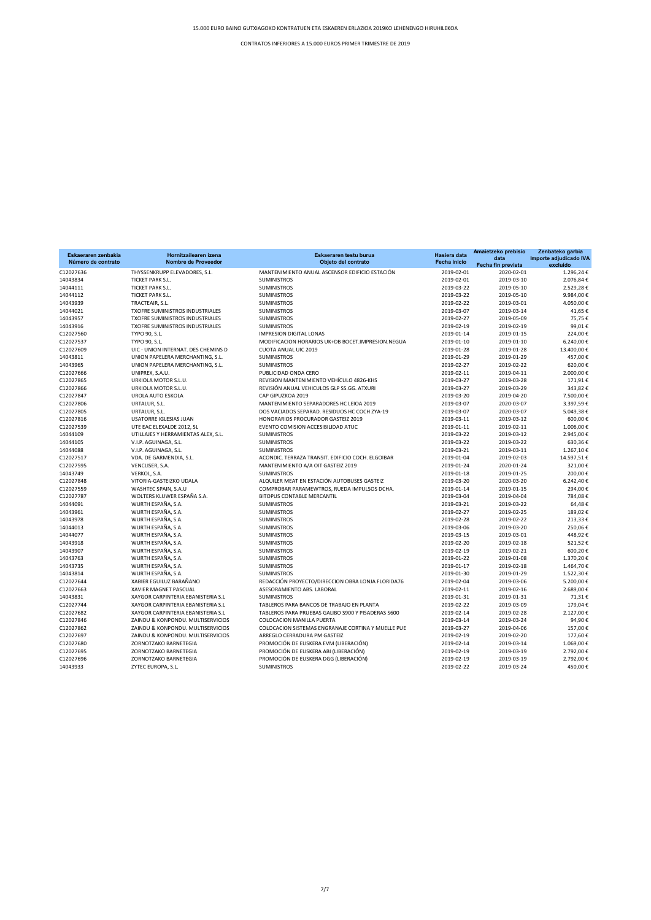15.000 EURO BAINO GUTXIAGOKO KONTRATUEN ETA ESKAEREN ERLAZIOA 2019KO LEHENENGO HIRUHILEKOA

CONTRATOS INFERIORES A 15.000 EUROS PRIMER TRIMESTRE DE 2019

| Eskaeraren zenbakia<br>Número de contrato | Hornitzailearen izena<br>Nombre de Proveedor | Eskaeraren testu burua<br>Objeto del contrato | Hasiera data<br>Fecha inicio | Amaietzeko prebisio data<br>Fecha fin prevista | Zenbateko garbia<br>Importe adjudicado IVA excluido |
|---|---|---|---|---|---|
| C12027636 | THYSSENKRUPP ELEVADORES, S.L. | MANTENIMIENTO ANUAL ASCENSOR EDIFICIO ESTACIÓN | 2019-02-01 | 2020-02-01 | 1.296,24 € |
| 14043834 | TICKET PARK S.L. | SUMINISTROS | 2019-02-01 | 2019-03-10 | 2.076,84 € |
| 14044111 | TICKET PARK S.L. | SUMINISTROS | 2019-03-22 | 2019-05-10 | 2.529,28 € |
| 14044112 | TICKET PARK S.L. | SUMINISTROS | 2019-03-22 | 2019-05-10 | 9.984,00 € |
| 14043939 | TRACTEAIR, S.L. | SUMINISTROS | 2019-02-22 | 2019-03-01 | 4.050,00 € |
| 14044021 | TXOFRE SUMINISTROS INDUSTRIALES | SUMINISTROS | 2019-03-07 | 2019-03-14 | 41,65 € |
| 14043957 | TXOFRE SUMINISTROS INDUSTRIALES | SUMINISTROS | 2019-02-27 | 2019-05-09 | 75,75 € |
| 14043916 | TXOFRE SUMINISTROS INDUSTRIALES | SUMINISTROS | 2019-02-19 | 2019-02-19 | 99,01 € |
| C12027560 | TYPO 90, S.L. | IMPRESION DIGITAL LONAS | 2019-01-14 | 2019-01-15 | 224,00 € |
| C12027537 | TYPO 90, S.L. | MODIFICACION HORARIOS UK+DB BOCET.IMPRESION.NEGUA | 2019-01-10 | 2019-01-10 | 6.240,00 € |
| C12027609 | UIC - UNION INTERNAT. DES CHEMINS D | CUOTA ANUAL UIC 2019 | 2019-01-28 | 2019-01-28 | 13.400,00 € |
| 14043811 | UNION PAPELERA MERCHANTING, S.L. | SUMINISTROS | 2019-01-29 | 2019-01-29 | 457,00 € |
| 14043965 | UNION PAPELERA MERCHANTING, S.L. | SUMINISTROS | 2019-02-27 | 2019-02-22 | 620,00 € |
| C12027666 | UNIPREX, S.A.U. | PUBLICIDAD ONDA CERO | 2019-02-11 | 2019-04-11 | 2.000,00 € |
| C12027865 | URKIOLA MOTOR S.L.U. | REVISION MANTENIMIENTO VEHÍCULO 4826-KHS | 2019-03-27 | 2019-03-28 | 171,91 € |
| C12027866 | URKIOLA MOTOR S.L.U. | REVISIÓN ANUAL VEHICULOS GLP SS.GG. ATXURI | 2019-03-27 | 2019-03-29 | 343,82 € |
| C12027847 | UROLA AUTO ESKOLA | CAP GIPUZKOA 2019 | 2019-03-20 | 2019-04-20 | 7.500,00 € |
| C12027806 | URTALUR, S.L. | MANTENIMIENTO SEPARADORES HC LEIOA 2019 | 2019-03-07 | 2020-03-07 | 3.397,59 € |
| C12027805 | URTALUR, S.L. | DOS VACIADOS SEPARAD. RESIDUOS HC COCH ZYA-19 | 2019-03-07 | 2020-03-07 | 5.049,38 € |
| C12027816 | USATORRE IGLESIAS JUAN | HONORARIOS PROCURADOR GASTEIZ 2019 | 2019-03-11 | 2019-03-12 | 600,00 € |
| C12027539 | UTE EAC ELEXALDE 2012, SL | EVENTO COMISION ACCESIBILIDAD ATUC | 2019-01-11 | 2019-02-11 | 1.006,00 € |
| 14044109 | UTILLAJES Y HERRAMIENTAS ALEX, S.L. | SUMINISTROS | 2019-03-22 | 2019-03-12 | 2.945,00 € |
| 14044105 | V.I.P. AGUINAGA, S.L. | SUMINISTROS | 2019-03-22 | 2019-03-22 | 630,36 € |
| 14044088 | V.I.P. AGUINAGA, S.L. | SUMINISTROS | 2019-03-21 | 2019-03-11 | 1.267,10 € |
| C12027517 | VDA. DE GARMENDIA, S.L. | ACONDIC. TERRAZA TRANSIT. EDIFICIO COCH. ELGOIBAR | 2019-01-04 | 2019-02-03 | 14.597,51 € |
| C12027595 | VENCLISER, S.A. | MANTENIMIENTO A/A OIT GASTEIZ 2019 | 2019-01-24 | 2020-01-24 | 321,00 € |
| 14043749 | VERKOL, S.A. | SUMINISTROS | 2019-01-18 | 2019-01-25 | 200,00 € |
| C12027848 | VITORIA-GASTEIZKO UDALA | ALQUILER MEAT EN ESTACIÓN AUTOBUSES GASTEIZ | 2019-03-20 | 2020-03-20 | 6.242,40 € |
| C12027559 | WASHTEC SPAIN, S.A.U | COMPROBAR PARAMEWTROS, RUEDA IMPULSOS DCHA. | 2019-01-14 | 2019-01-15 | 294,00 € |
| C12027787 | WOLTERS KLUWER ESPAÑA S.A. | BITOPUS CONTABLE MERCANTIL | 2019-03-04 | 2019-04-04 | 784,08 € |
| 14044091 | WURTH ESPAÑA, S.A. | SUMINISTROS | 2019-03-21 | 2019-03-22 | 64,48 € |
| 14043961 | WURTH ESPAÑA, S.A. | SUMINISTROS | 2019-02-27 | 2019-02-25 | 189,02 € |
| 14043978 | WURTH ESPAÑA, S.A. | SUMINISTROS | 2019-02-28 | 2019-02-22 | 213,33 € |
| 14044013 | WURTH ESPAÑA, S.A. | SUMINISTROS | 2019-03-06 | 2019-03-20 | 250,06 € |
| 14044077 | WURTH ESPAÑA, S.A. | SUMINISTROS | 2019-03-15 | 2019-03-01 | 448,92 € |
| 14043918 | WURTH ESPAÑA, S.A. | SUMINISTROS | 2019-02-20 | 2019-02-18 | 521,52 € |
| 14043907 | WURTH ESPAÑA, S.A. | SUMINISTROS | 2019-02-19 | 2019-02-21 | 600,20 € |
| 14043763 | WURTH ESPAÑA, S.A. | SUMINISTROS | 2019-01-22 | 2019-01-08 | 1.370,20 € |
| 14043735 | WURTH ESPAÑA, S.A. | SUMINISTROS | 2019-01-17 | 2019-02-18 | 1.464,70 € |
| 14043814 | WURTH ESPAÑA, S.A. | SUMINISTROS | 2019-01-30 | 2019-01-29 | 1.522,30 € |
| C12027644 | XABIER EGUILUZ BARAÑANO | REDACCIÓN PROYECTO/DIRECCION OBRA LONJA FLORIDA76 | 2019-02-04 | 2019-03-06 | 5.200,00 € |
| C12027663 | XAVIER MAGNET PASCUAL | ASESORAMIENTO ABS. LABORAL | 2019-02-11 | 2019-02-16 | 2.689,00 € |
| 14043831 | XAYGOR CARPINTERIA EBANISTERIA S.L | SUMINISTROS | 2019-01-31 | 2019-01-31 | 71,31 € |
| C12027744 | XAYGOR CARPINTERIA EBANISTERIA S.L | TABLEROS PARA BANCOS DE TRABAJO EN PLANTA | 2019-02-22 | 2019-03-09 | 179,04 € |
| C12027682 | XAYGOR CARPINTERIA EBANISTERIA S.L | TABLEROS PARA PRUEBAS GALIBO S900 Y PISADERAS S600 | 2019-02-14 | 2019-02-28 | 2.127,00 € |
| C12027846 | ZAINDU & KONPONDU. MULTISERVICIOS | COLOCACION MANILLA PUERTA | 2019-03-14 | 2019-03-24 | 94,90 € |
| C12027862 | ZAINDU & KONPONDU. MULTISERVICIOS | COLOCACION SISTEMAS ENGRANAJE CORTINA Y MUELLE PUE | 2019-03-27 | 2019-04-06 | 157,00 € |
| C12027697 | ZAINDU & KONPONDU. MULTISERVICIOS | ARREGLO CERRADURA PM GASTEIZ | 2019-02-19 | 2019-02-20 | 177,60 € |
| C12027680 | ZORNOTZAKO BARNETEGIA | PROMOCIÓN DE EUSKERA EVM (LIBERACIÓN) | 2019-02-14 | 2019-03-14 | 1.069,00 € |
| C12027695 | ZORNOTZAKO BARNETEGIA | PROMOCIÓN DE EUSKERA ABI (LIBERACIÓN) | 2019-02-19 | 2019-03-19 | 2.792,00 € |
| C12027696 | ZORNOTZAKO BARNETEGIA | PROMOCIÓN DE EUSKERA DGG (LIBERACIÓN) | 2019-02-19 | 2019-03-19 | 2.792,00 € |
| 14043933 | ZYTEC EUROPA, S.L. | SUMINISTROS | 2019-02-22 | 2019-03-24 | 450,00 € |